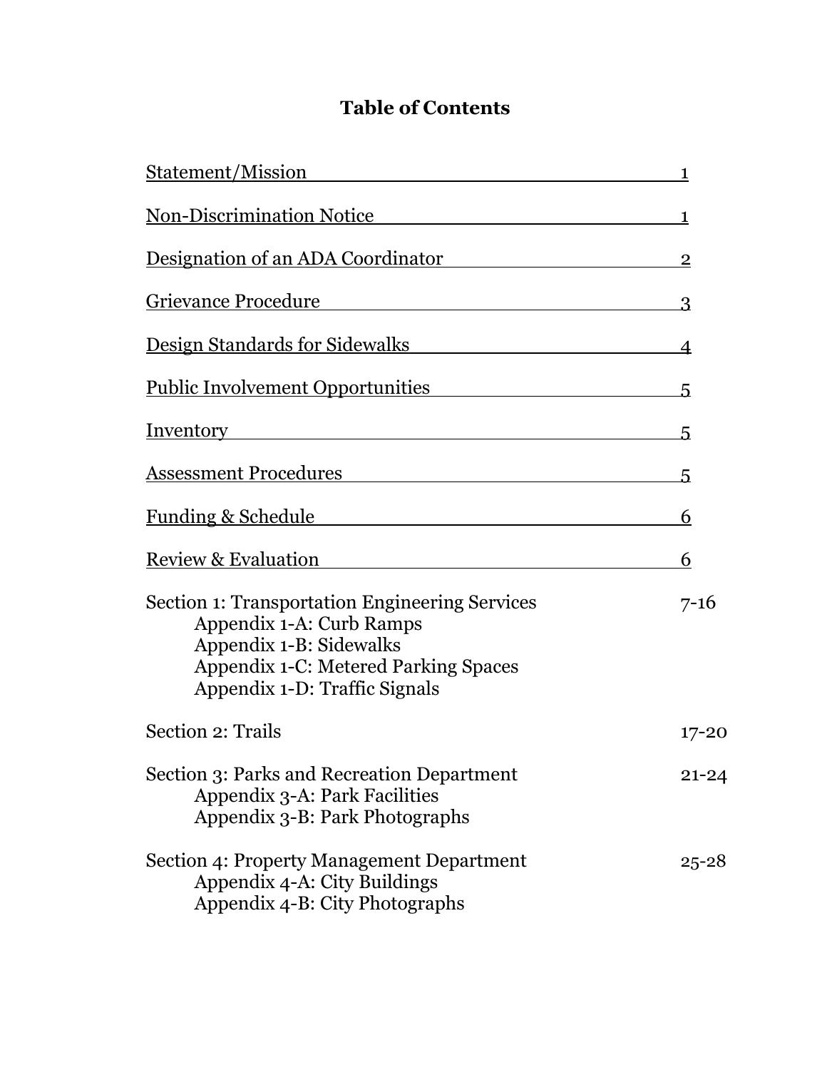# Table of Contents

| | |
|---|---|
| Statement/Mission | 1 |
| Non-Discrimination Notice | 1 |
| Designation of an ADA Coordinator | 2 |
| Grievance Procedure | 3 |
| Design Standards for Sidewalks | 4 |
| Public Involvement Opportunities | 5 |
| Inventory | 5 |
| Assessment Procedures | 5 |
| Funding & Schedule | 6 |
| Review & Evaluation | 6 |
| Section 1: Transportation Engineering Services | 7-16 |
| Appendix 1-A: Curb Ramps | |
| Appendix 1-B: Sidewalks | |
| Appendix 1-C: Metered Parking Spaces | |
| Appendix 1-D: Traffic Signals | |
| Section 2: Trails | 17-20 |
| Section 3: Parks and Recreation Department | 21-24 |
| Appendix 3-A: Park Facilities | |
| Appendix 3-B: Park Photographs | |
| Section 4: Property Management Department | 25-28 |
| Appendix 4-A: City Buildings | |
| Appendix 4-B: City Photographs | |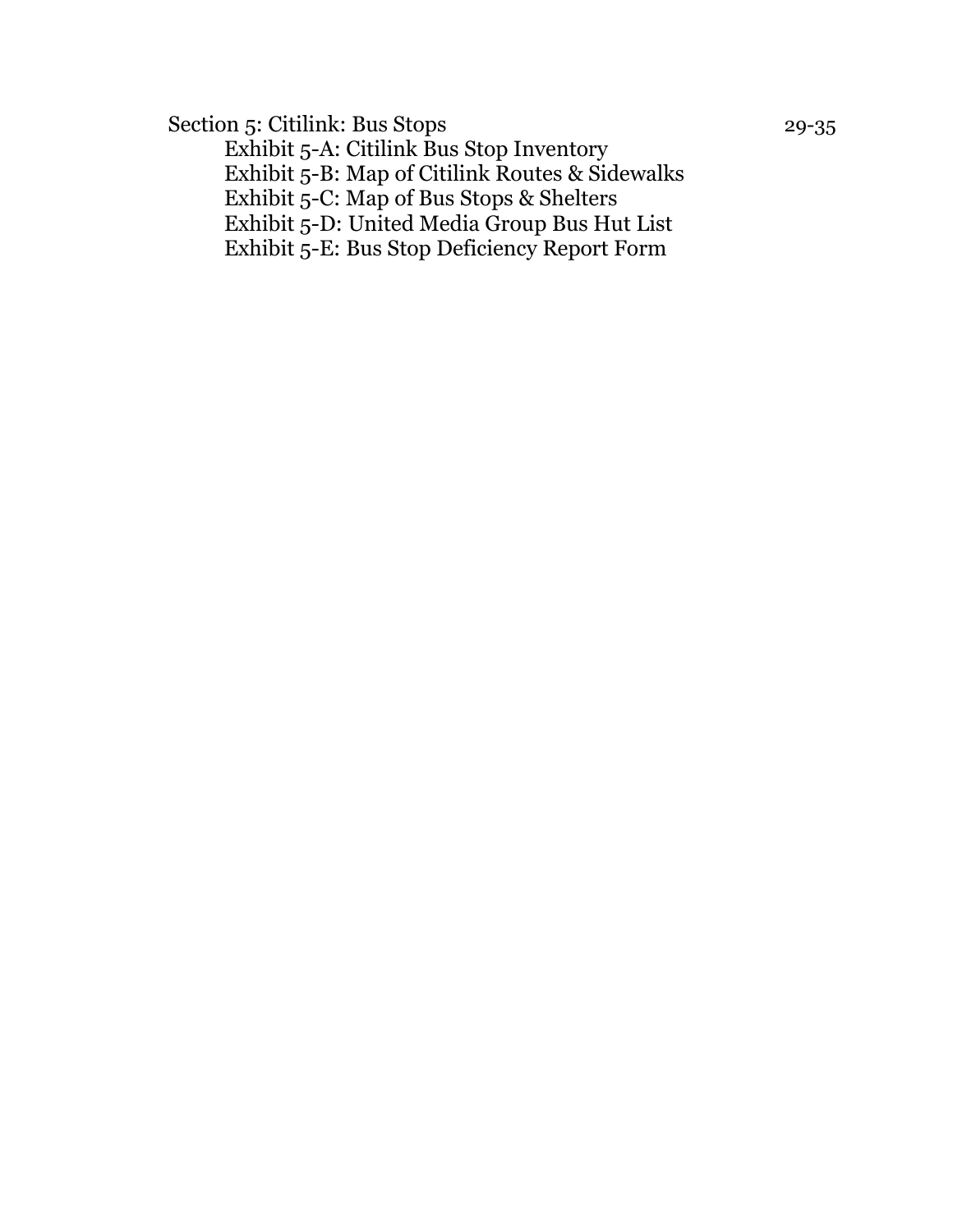Section 5: Citilink: Bus Stops 29-35

- Exhibit 5-A: Citilink Bus Stop Inventory
- Exhibit 5-B: Map of Citilink Routes & Sidewalks
- Exhibit 5-C: Map of Bus Stops & Shelters
- Exhibit 5-D: United Media Group Bus Hut List
- Exhibit 5-E: Bus Stop Deficiency Report Form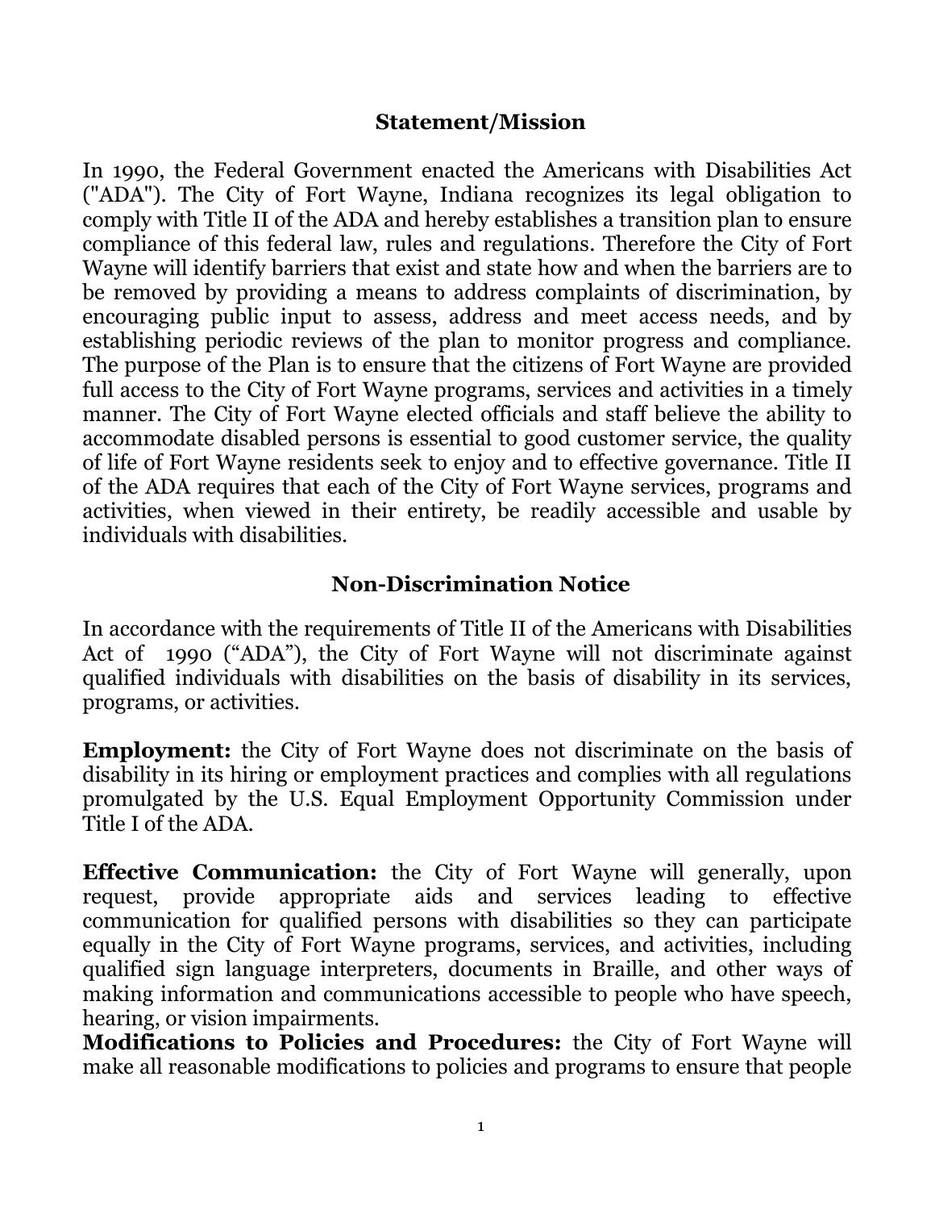## Statement/Mission

In 1990, the Federal Government enacted the Americans with Disabilities Act ("ADA"). The City of Fort Wayne, Indiana recognizes its legal obligation to comply with Title II of the ADA and hereby establishes a transition plan to ensure compliance of this federal law, rules and regulations. Therefore the City of Fort Wayne will identify barriers that exist and state how and when the barriers are to be removed by providing a means to address complaints of discrimination, by encouraging public input to assess, address and meet access needs, and by establishing periodic reviews of the plan to monitor progress and compliance. The purpose of the Plan is to ensure that the citizens of Fort Wayne are provided full access to the City of Fort Wayne programs, services and activities in a timely manner. The City of Fort Wayne elected officials and staff believe the ability to accommodate disabled persons is essential to good customer service, the quality of life of Fort Wayne residents seek to enjoy and to effective governance. Title II of the ADA requires that each of the City of Fort Wayne services, programs and activities, when viewed in their entirety, be readily accessible and usable by individuals with disabilities.

## Non-Discrimination Notice

In accordance with the requirements of Title II of the Americans with Disabilities Act of 1990 ("ADA"), the City of Fort Wayne will not discriminate against qualified individuals with disabilities on the basis of disability in its services, programs, or activities.

**Employment:** the City of Fort Wayne does not discriminate on the basis of disability in its hiring or employment practices and complies with all regulations promulgated by the U.S. Equal Employment Opportunity Commission under Title I of the ADA.

**Effective Communication:** the City of Fort Wayne will generally, upon request, provide appropriate aids and services leading to effective communication for qualified persons with disabilities so they can participate equally in the City of Fort Wayne programs, services, and activities, including qualified sign language interpreters, documents in Braille, and other ways of making information and communications accessible to people who have speech, hearing, or vision impairments.

**Modifications to Policies and Procedures:** the City of Fort Wayne will make all reasonable modifications to policies and programs to ensure that people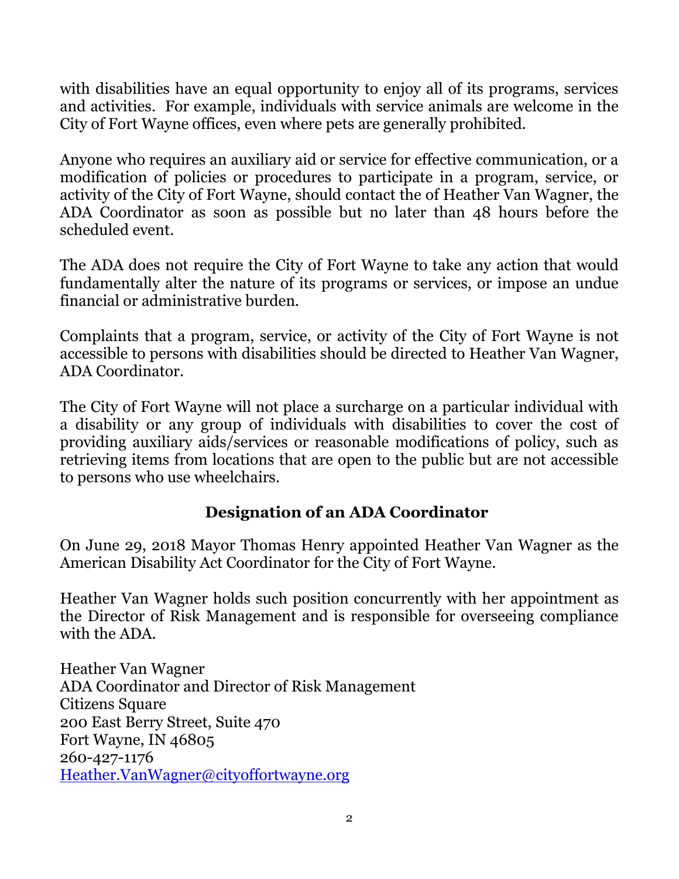with disabilities have an equal opportunity to enjoy all of its programs, services and activities. For example, individuals with service animals are welcome in the City of Fort Wayne offices, even where pets are generally prohibited.

Anyone who requires an auxiliary aid or service for effective communication, or a modification of policies or procedures to participate in a program, service, or activity of the City of Fort Wayne, should contact the of Heather Van Wagner, the ADA Coordinator as soon as possible but no later than 48 hours before the scheduled event.

The ADA does not require the City of Fort Wayne to take any action that would fundamentally alter the nature of its programs or services, or impose an undue financial or administrative burden.

Complaints that a program, service, or activity of the City of Fort Wayne is not accessible to persons with disabilities should be directed to Heather Van Wagner, ADA Coordinator.

The City of Fort Wayne will not place a surcharge on a particular individual with a disability or any group of individuals with disabilities to cover the cost of providing auxiliary aids/services or reasonable modifications of policy, such as retrieving items from locations that are open to the public but are not accessible to persons who use wheelchairs.

## Designation of an ADA Coordinator

On June 29, 2018 Mayor Thomas Henry appointed Heather Van Wagner as the American Disability Act Coordinator for the City of Fort Wayne.

Heather Van Wagner holds such position concurrently with her appointment as the Director of Risk Management and is responsible for overseeing compliance with the ADA.

Heather Van Wagner
ADA Coordinator and Director of Risk Management
Citizens Square
200 East Berry Street, Suite 470
Fort Wayne, IN 46805
260-427-1176
Heather.VanWagner@cityoffortwayne.org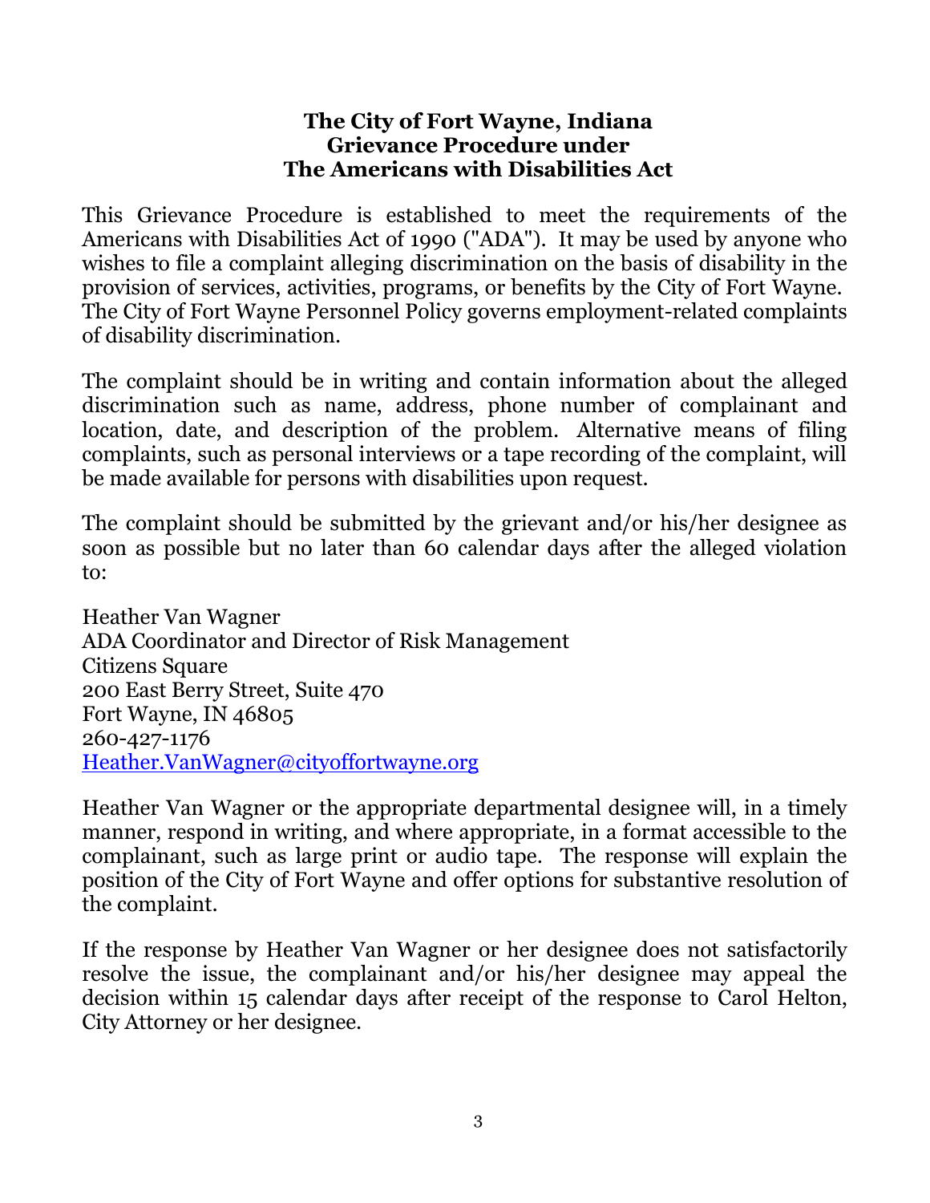# The City of Fort Wayne, Indiana
# Grievance Procedure under
# The Americans with Disabilities Act

This Grievance Procedure is established to meet the requirements of the Americans with Disabilities Act of 1990 ("ADA"). It may be used by anyone who wishes to file a complaint alleging discrimination on the basis of disability in the provision of services, activities, programs, or benefits by the City of Fort Wayne. The City of Fort Wayne Personnel Policy governs employment-related complaints of disability discrimination.

The complaint should be in writing and contain information about the alleged discrimination such as name, address, phone number of complainant and location, date, and description of the problem. Alternative means of filing complaints, such as personal interviews or a tape recording of the complaint, will be made available for persons with disabilities upon request.

The complaint should be submitted by the grievant and/or his/her designee as soon as possible but no later than 60 calendar days after the alleged violation to:

Heather Van Wagner
ADA Coordinator and Director of Risk Management
Citizens Square
200 East Berry Street, Suite 470
Fort Wayne, IN 46805
260-427-1176
Heather.VanWagner@cityoffortwayne.org

Heather Van Wagner or the appropriate departmental designee will, in a timely manner, respond in writing, and where appropriate, in a format accessible to the complainant, such as large print or audio tape. The response will explain the position of the City of Fort Wayne and offer options for substantive resolution of the complaint.

If the response by Heather Van Wagner or her designee does not satisfactorily resolve the issue, the complainant and/or his/her designee may appeal the decision within 15 calendar days after receipt of the response to Carol Helton, City Attorney or her designee.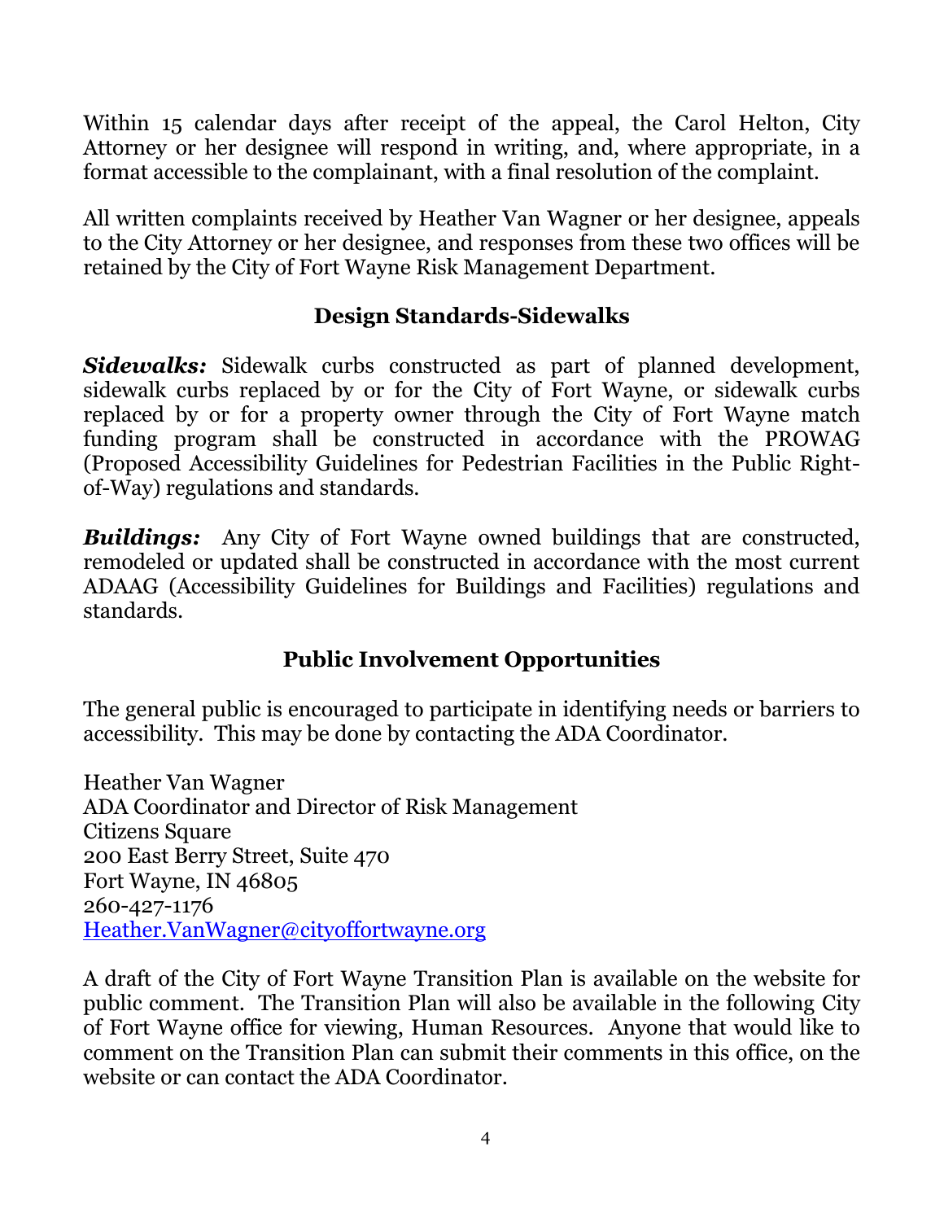Within 15 calendar days after receipt of the appeal, the Carol Helton, City Attorney or her designee will respond in writing, and, where appropriate, in a format accessible to the complainant, with a final resolution of the complaint.

All written complaints received by Heather Van Wagner or her designee, appeals to the City Attorney or her designee, and responses from these two offices will be retained by the City of Fort Wayne Risk Management Department.

## Design Standards-Sidewalks

***Sidewalks:*** Sidewalk curbs constructed as part of planned development, sidewalk curbs replaced by or for the City of Fort Wayne, or sidewalk curbs replaced by or for a property owner through the City of Fort Wayne match funding program shall be constructed in accordance with the PROWAG (Proposed Accessibility Guidelines for Pedestrian Facilities in the Public Right-of-Way) regulations and standards.

***Buildings:*** Any City of Fort Wayne owned buildings that are constructed, remodeled or updated shall be constructed in accordance with the most current ADAAG (Accessibility Guidelines for Buildings and Facilities) regulations and standards.

## Public Involvement Opportunities

The general public is encouraged to participate in identifying needs or barriers to accessibility. This may be done by contacting the ADA Coordinator.

Heather Van Wagner
ADA Coordinator and Director of Risk Management
Citizens Square
200 East Berry Street, Suite 470
Fort Wayne, IN 46805
260-427-1176
Heather.VanWagner@cityoffortwayne.org

A draft of the City of Fort Wayne Transition Plan is available on the website for public comment. The Transition Plan will also be available in the following City of Fort Wayne office for viewing, Human Resources. Anyone that would like to comment on the Transition Plan can submit their comments in this office, on the website or can contact the ADA Coordinator.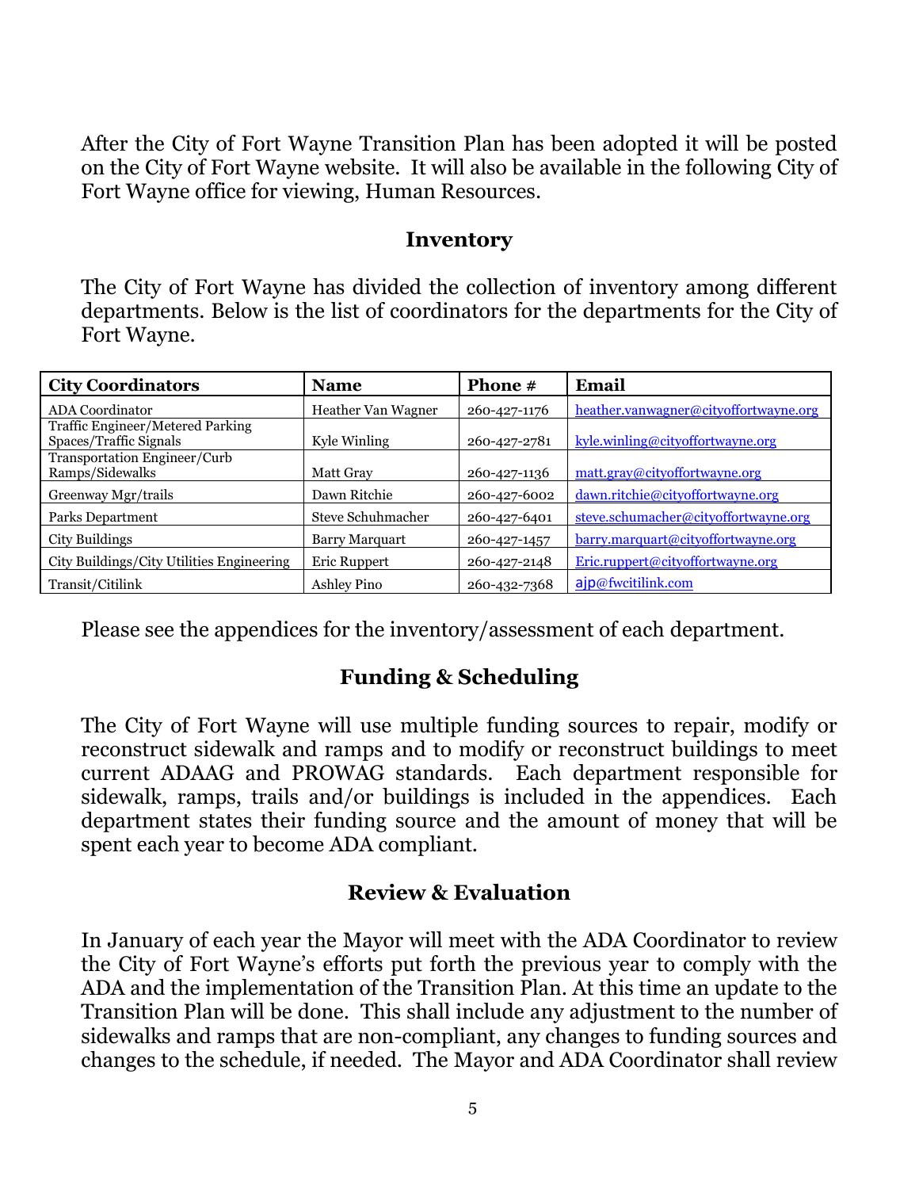After the City of Fort Wayne Transition Plan has been adopted it will be posted on the City of Fort Wayne website. It will also be available in the following City of Fort Wayne office for viewing, Human Resources.

## Inventory

The City of Fort Wayne has divided the collection of inventory among different departments. Below is the list of coordinators for the departments for the City of Fort Wayne.

| City Coordinators | Name | Phone # | Email |
|---|---|---|---|
| ADA Coordinator | Heather Van Wagner | 260-427-1176 | heather.vanwagner@cityoffortwayne.org |
| Traffic Engineer/Metered Parking Spaces/Traffic Signals | Kyle Winling | 260-427-2781 | kyle.winling@cityoffortwayne.org |
| Transportation Engineer/Curb Ramps/Sidewalks | Matt Gray | 260-427-1136 | matt.gray@cityoffortwayne.org |
| Greenway Mgr/trails | Dawn Ritchie | 260-427-6002 | dawn.ritchie@cityoffortwayne.org |
| Parks Department | Steve Schuhmacher | 260-427-6401 | steve.schumacher@cityoffortwayne.org |
| City Buildings | Barry Marquart | 260-427-1457 | barry.marquart@cityoffortwayne.org |
| City Buildings/City Utilities Engineering | Eric Ruppert | 260-427-2148 | Eric.ruppert@cityoffortwayne.org |
| Transit/Citilink | Ashley Pino | 260-432-7368 | ajp@fwcitilink.com |

Please see the appendices for the inventory/assessment of each department.

## Funding & Scheduling

The City of Fort Wayne will use multiple funding sources to repair, modify or reconstruct sidewalk and ramps and to modify or reconstruct buildings to meet current ADAAG and PROWAG standards. Each department responsible for sidewalk, ramps, trails and/or buildings is included in the appendices. Each department states their funding source and the amount of money that will be spent each year to become ADA compliant.

## Review & Evaluation

In January of each year the Mayor will meet with the ADA Coordinator to review the City of Fort Wayne's efforts put forth the previous year to comply with the ADA and the implementation of the Transition Plan. At this time an update to the Transition Plan will be done. This shall include any adjustment to the number of sidewalks and ramps that are non-compliant, any changes to funding sources and changes to the schedule, if needed. The Mayor and ADA Coordinator shall review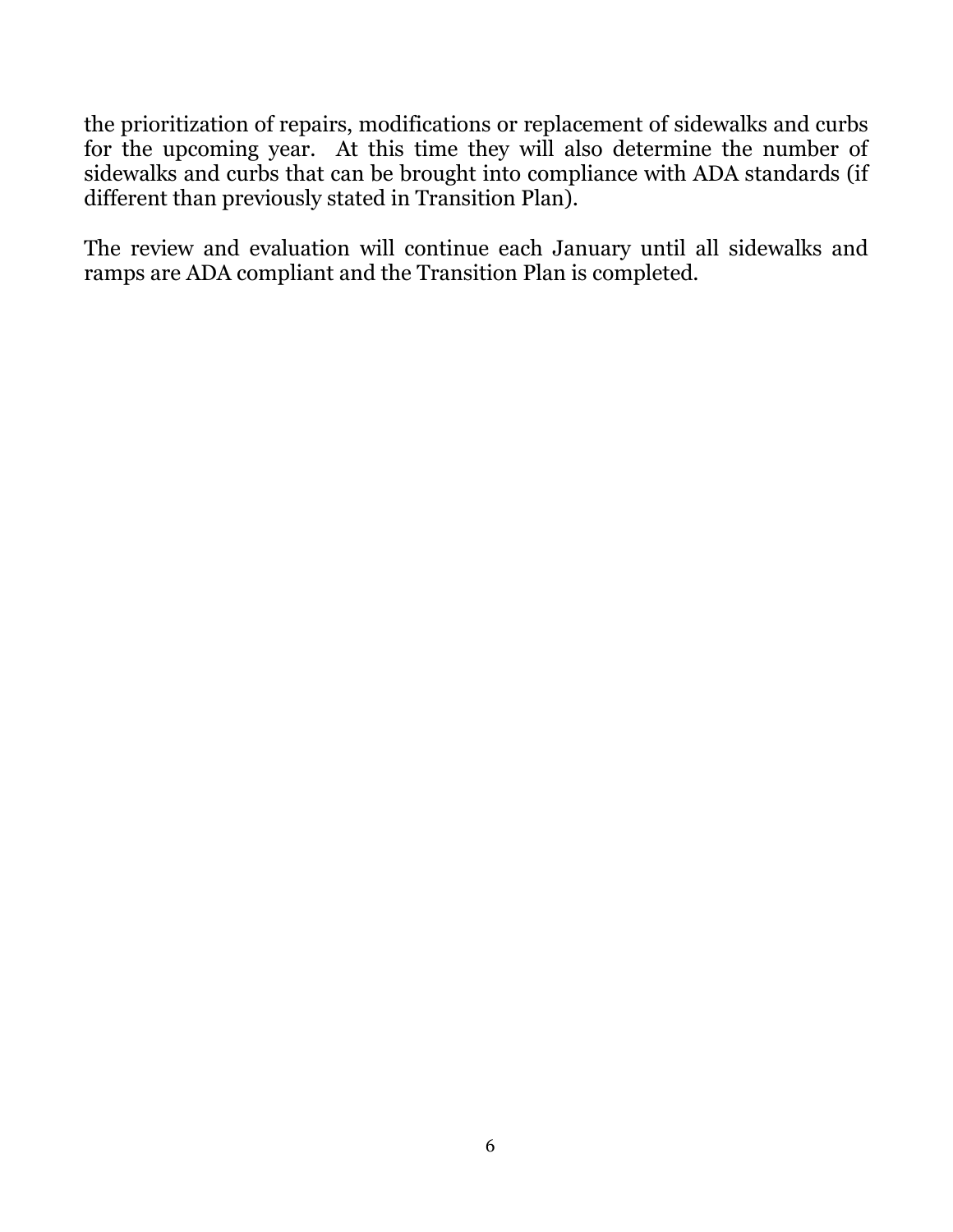the prioritization of repairs, modifications or replacement of sidewalks and curbs for the upcoming year. At this time they will also determine the number of sidewalks and curbs that can be brought into compliance with ADA standards (if different than previously stated in Transition Plan).

The review and evaluation will continue each January until all sidewalks and ramps are ADA compliant and the Transition Plan is completed.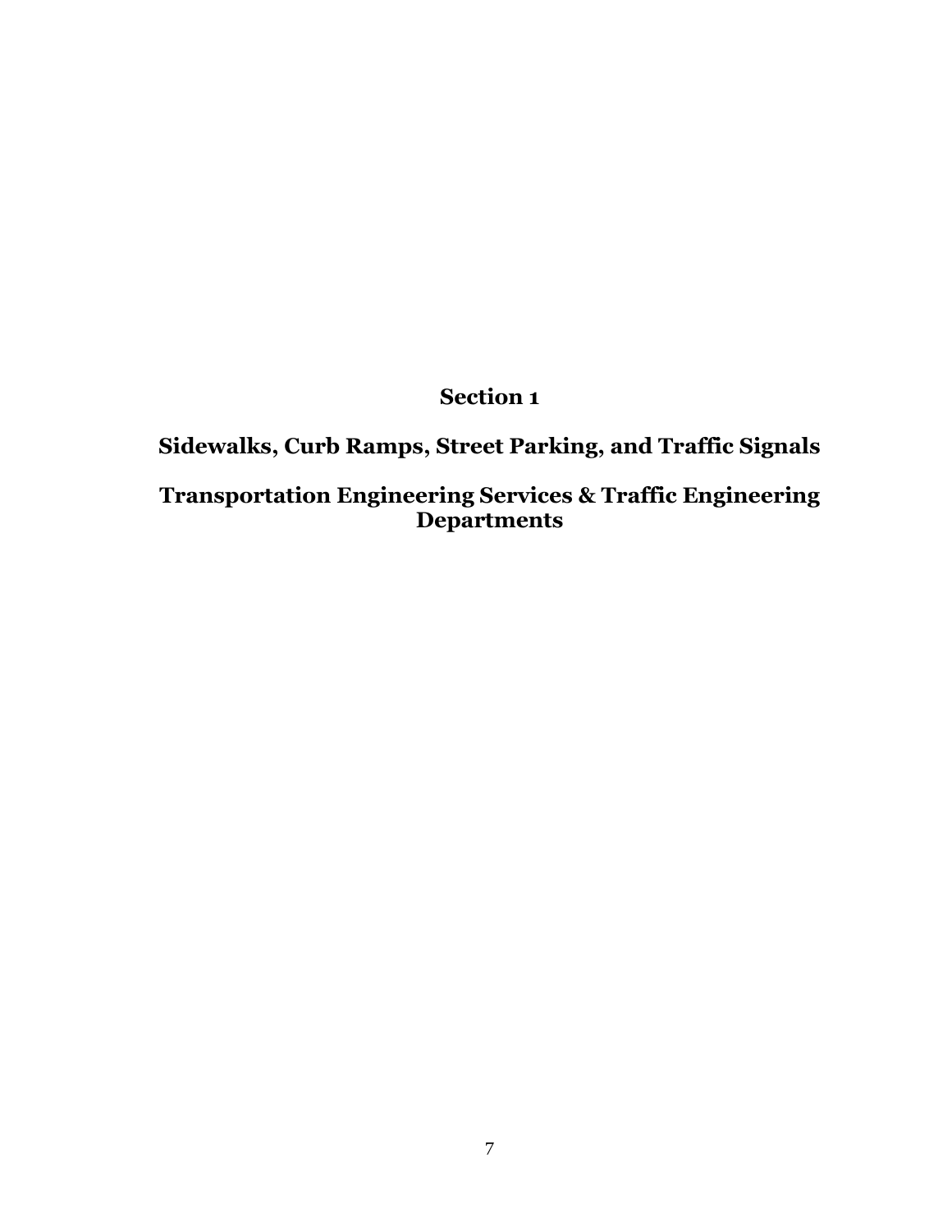# Section 1

## Sidewalks, Curb Ramps, Street Parking, and Traffic Signals

## Transportation Engineering Services & Traffic Engineering Departments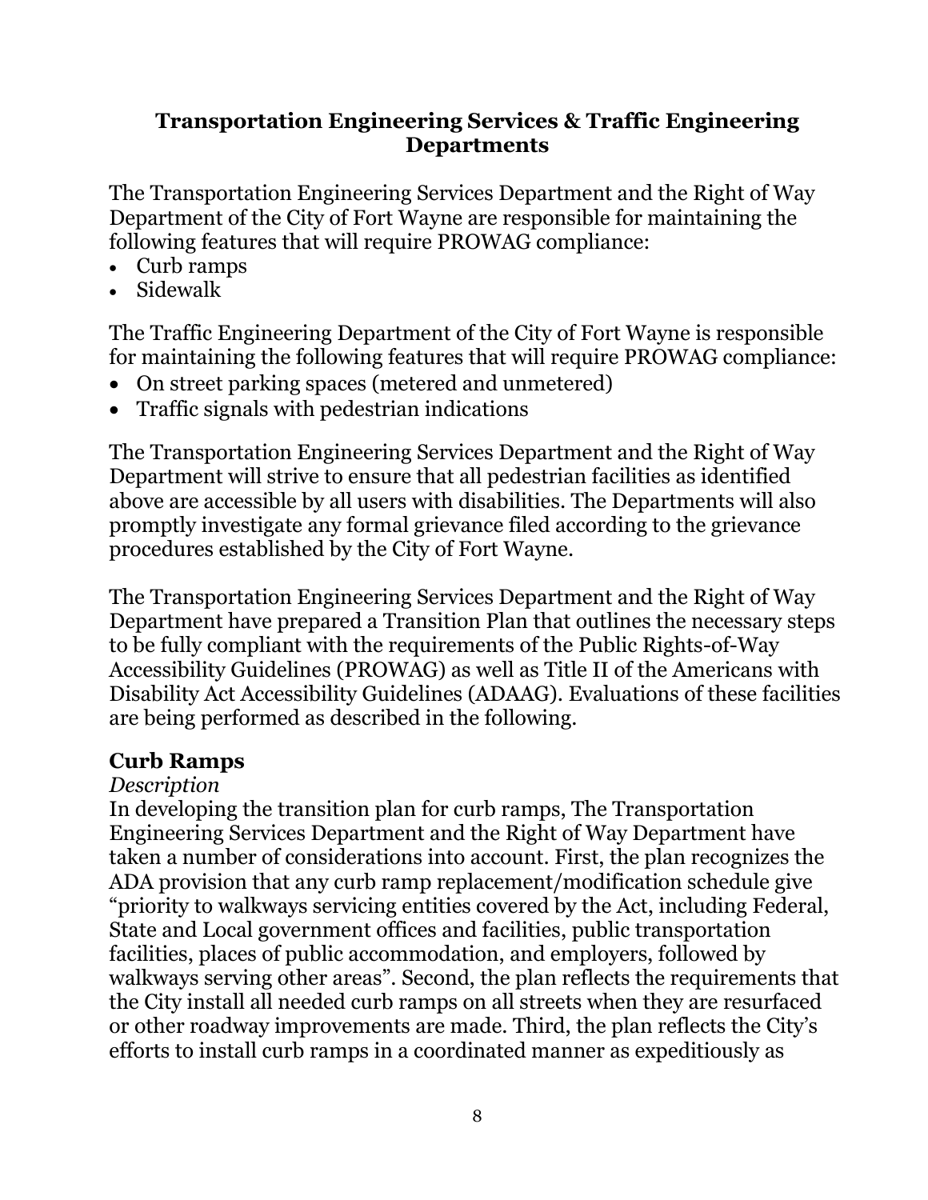## Transportation Engineering Services & Traffic Engineering Departments

The Transportation Engineering Services Department and the Right of Way Department of the City of Fort Wayne are responsible for maintaining the following features that will require PROWAG compliance:

- Curb ramps
- Sidewalk

The Traffic Engineering Department of the City of Fort Wayne is responsible for maintaining the following features that will require PROWAG compliance:

- On street parking spaces (metered and unmetered)
- Traffic signals with pedestrian indications

The Transportation Engineering Services Department and the Right of Way Department will strive to ensure that all pedestrian facilities as identified above are accessible by all users with disabilities. The Departments will also promptly investigate any formal grievance filed according to the grievance procedures established by the City of Fort Wayne.

The Transportation Engineering Services Department and the Right of Way Department have prepared a Transition Plan that outlines the necessary steps to be fully compliant with the requirements of the Public Rights-of-Way Accessibility Guidelines (PROWAG) as well as Title II of the Americans with Disability Act Accessibility Guidelines (ADAAG). Evaluations of these facilities are being performed as described in the following.

### Curb Ramps

*Description*

In developing the transition plan for curb ramps, The Transportation Engineering Services Department and the Right of Way Department have taken a number of considerations into account. First, the plan recognizes the ADA provision that any curb ramp replacement/modification schedule give "priority to walkways servicing entities covered by the Act, including Federal, State and Local government offices and facilities, public transportation facilities, places of public accommodation, and employers, followed by walkways serving other areas". Second, the plan reflects the requirements that the City install all needed curb ramps on all streets when they are resurfaced or other roadway improvements are made. Third, the plan reflects the City's efforts to install curb ramps in a coordinated manner as expeditiously as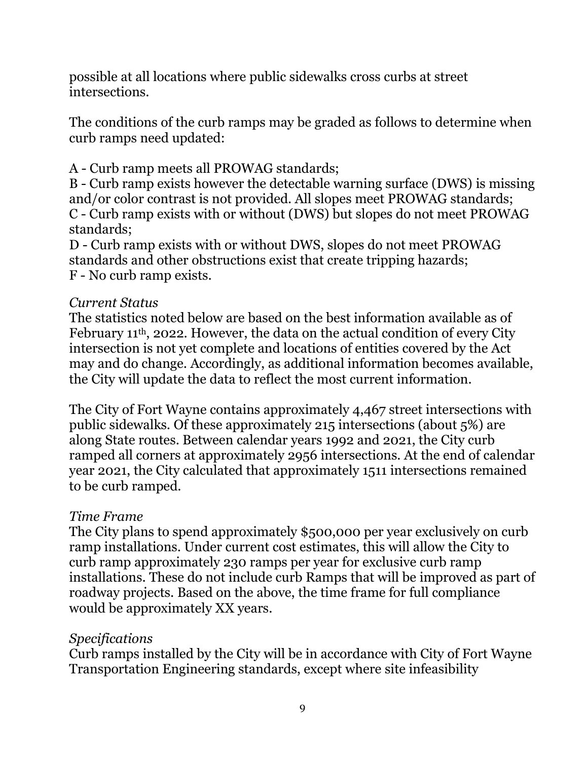possible at all locations where public sidewalks cross curbs at street intersections.

The conditions of the curb ramps may be graded as follows to determine when curb ramps need updated:

A - Curb ramp meets all PROWAG standards;
B - Curb ramp exists however the detectable warning surface (DWS) is missing and/or color contrast is not provided. All slopes meet PROWAG standards;
C - Curb ramp exists with or without (DWS) but slopes do not meet PROWAG standards;
D - Curb ramp exists with or without DWS, slopes do not meet PROWAG standards and other obstructions exist that create tripping hazards;
F - No curb ramp exists.

*Current Status*

The statistics noted below are based on the best information available as of February 11th, 2022. However, the data on the actual condition of every City intersection is not yet complete and locations of entities covered by the Act may and do change. Accordingly, as additional information becomes available, the City will update the data to reflect the most current information.

The City of Fort Wayne contains approximately 4,467 street intersections with public sidewalks. Of these approximately 215 intersections (about 5%) are along State routes. Between calendar years 1992 and 2021, the City curb ramped all corners at approximately 2956 intersections. At the end of calendar year 2021, the City calculated that approximately 1511 intersections remained to be curb ramped.

*Time Frame*

The City plans to spend approximately $500,000 per year exclusively on curb ramp installations. Under current cost estimates, this will allow the City to curb ramp approximately 230 ramps per year for exclusive curb ramp installations. These do not include curb Ramps that will be improved as part of roadway projects. Based on the above, the time frame for full compliance would be approximately XX years.

*Specifications*

Curb ramps installed by the City will be in accordance with City of Fort Wayne Transportation Engineering standards, except where site infeasibility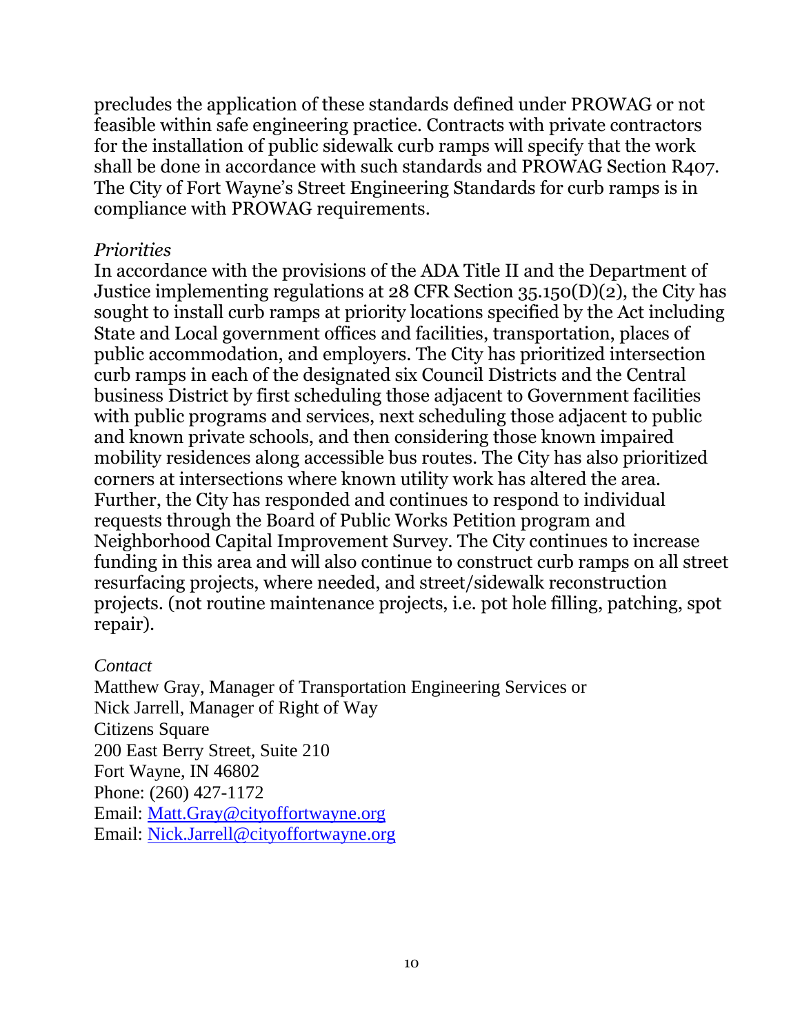precludes the application of these standards defined under PROWAG or not feasible within safe engineering practice. Contracts with private contractors for the installation of public sidewalk curb ramps will specify that the work shall be done in accordance with such standards and PROWAG Section R407. The City of Fort Wayne's Street Engineering Standards for curb ramps is in compliance with PROWAG requirements.

*Priorities*

In accordance with the provisions of the ADA Title II and the Department of Justice implementing regulations at 28 CFR Section 35.150(D)(2), the City has sought to install curb ramps at priority locations specified by the Act including State and Local government offices and facilities, transportation, places of public accommodation, and employers. The City has prioritized intersection curb ramps in each of the designated six Council Districts and the Central business District by first scheduling those adjacent to Government facilities with public programs and services, next scheduling those adjacent to public and known private schools, and then considering those known impaired mobility residences along accessible bus routes. The City has also prioritized corners at intersections where known utility work has altered the area. Further, the City has responded and continues to respond to individual requests through the Board of Public Works Petition program and Neighborhood Capital Improvement Survey. The City continues to increase funding in this area and will also continue to construct curb ramps on all street resurfacing projects, where needed, and street/sidewalk reconstruction projects. (not routine maintenance projects, i.e. pot hole filling, patching, spot repair).

*Contact*

Matthew Gray, Manager of Transportation Engineering Services or  
Nick Jarrell, Manager of Right of Way  
Citizens Square  
200 East Berry Street, Suite 210  
Fort Wayne, IN 46802  
Phone: (260) 427-1172  
Email: [Matt.Gray@cityoffortwayne.org](mailto:Matt.Gray@cityoffortwayne.org)  
Email: [Nick.Jarrell@cityoffortwayne.org](mailto:Nick.Jarrell@cityoffortwayne.org)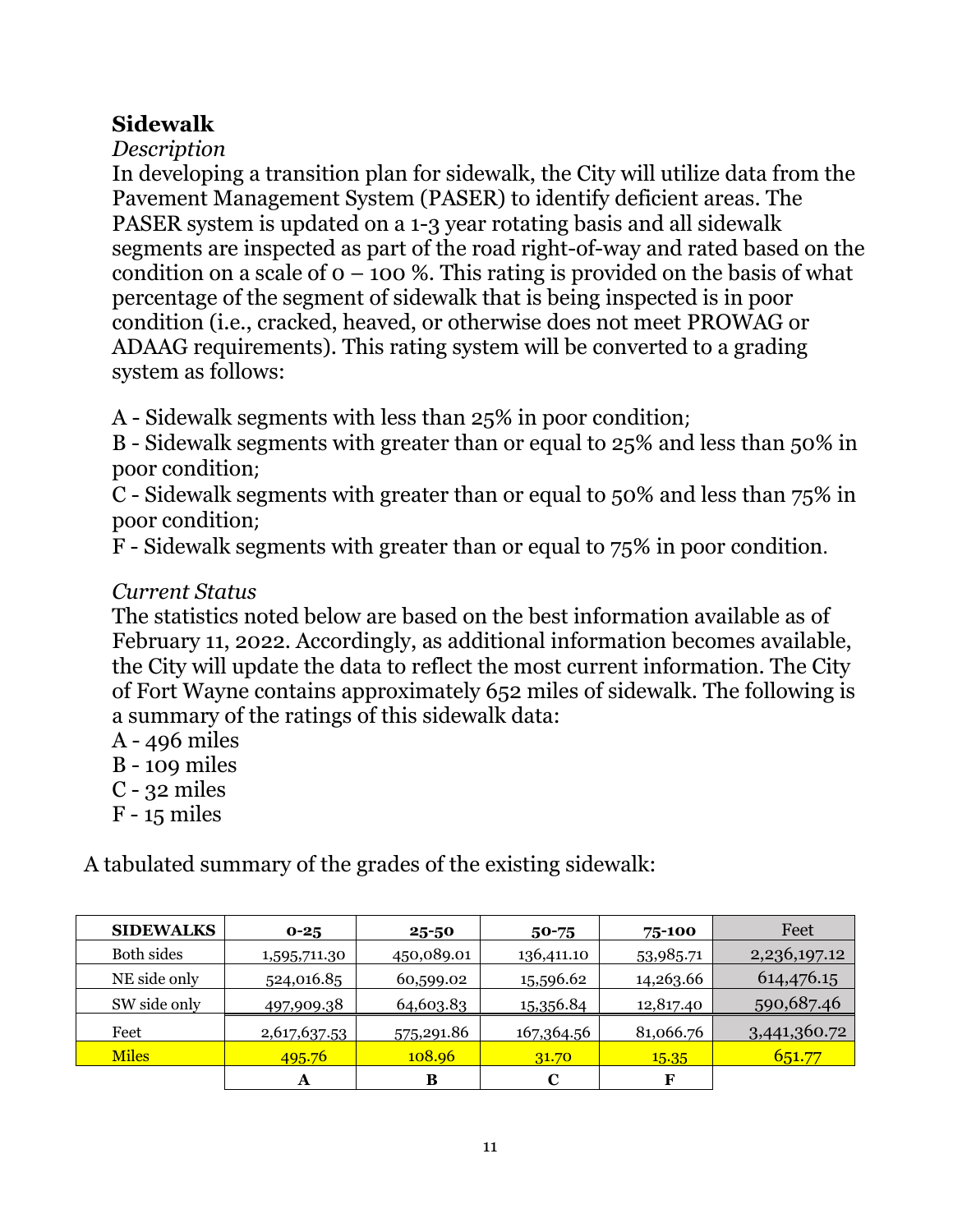## Sidewalk

*Description*

In developing a transition plan for sidewalk, the City will utilize data from the Pavement Management System (PASER) to identify deficient areas. The PASER system is updated on a 1-3 year rotating basis and all sidewalk segments are inspected as part of the road right-of-way and rated based on the condition on a scale of 0 – 100 %. This rating is provided on the basis of what percentage of the segment of sidewalk that is being inspected is in poor condition (i.e., cracked, heaved, or otherwise does not meet PROWAG or ADAAG requirements). This rating system will be converted to a grading system as follows:

A - Sidewalk segments with less than 25% in poor condition;
B - Sidewalk segments with greater than or equal to 25% and less than 50% in poor condition;
C - Sidewalk segments with greater than or equal to 50% and less than 75% in poor condition;
F - Sidewalk segments with greater than or equal to 75% in poor condition.

*Current Status*

The statistics noted below are based on the best information available as of February 11, 2022. Accordingly, as additional information becomes available, the City will update the data to reflect the most current information. The City of Fort Wayne contains approximately 652 miles of sidewalk. The following is a summary of the ratings of this sidewalk data:

A - 496 miles
B - 109 miles
C - 32 miles
F - 15 miles

A tabulated summary of the grades of the existing sidewalk:

| SIDEWALKS | 0-25 | 25-50 | 50-75 | 75-100 | Feet |
|---|---|---|---|---|---|
| Both sides | 1,595,711.30 | 450,089.01 | 136,411.10 | 53,985.71 | 2,236,197.12 |
| NE side only | 524,016.85 | 60,599.02 | 15,596.62 | 14,263.66 | 614,476.15 |
| SW side only | 497,909.38 | 64,603.83 | 15,356.84 | 12,817.40 | 590,687.46 |
| Feet | 2,617,637.53 | 575,291.86 | 167,364.56 | 81,066.76 | 3,441,360.72 |
| Miles | 495.76 | 108.96 | 31.70 | 15.35 | 651.77 |
| | A | B | C | F | |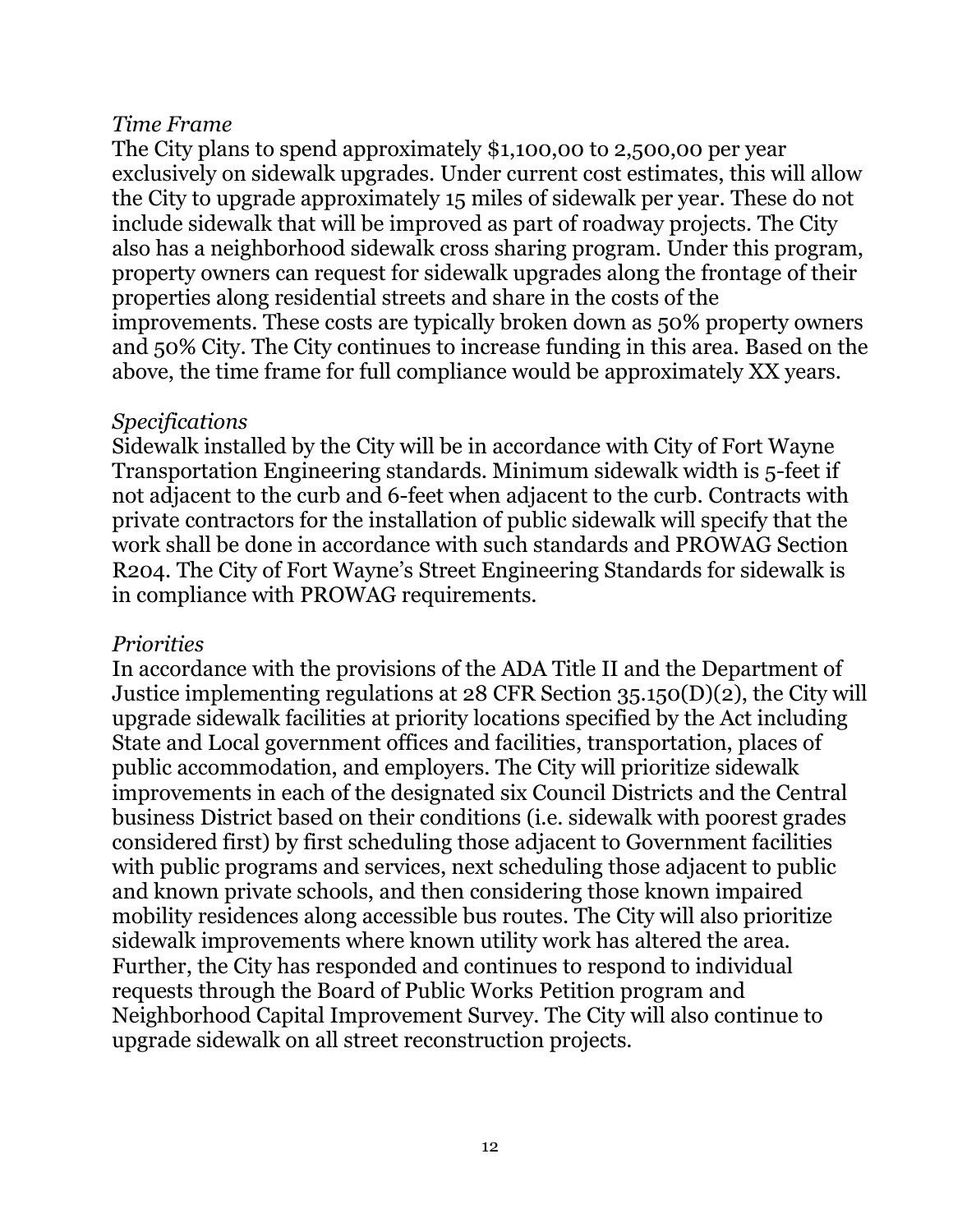*Time Frame*

The City plans to spend approximately $1,100,00 to 2,500,00 per year exclusively on sidewalk upgrades. Under current cost estimates, this will allow the City to upgrade approximately 15 miles of sidewalk per year. These do not include sidewalk that will be improved as part of roadway projects. The City also has a neighborhood sidewalk cross sharing program. Under this program, property owners can request for sidewalk upgrades along the frontage of their properties along residential streets and share in the costs of the improvements. These costs are typically broken down as 50% property owners and 50% City. The City continues to increase funding in this area. Based on the above, the time frame for full compliance would be approximately XX years.

*Specifications*

Sidewalk installed by the City will be in accordance with City of Fort Wayne Transportation Engineering standards. Minimum sidewalk width is 5-feet if not adjacent to the curb and 6-feet when adjacent to the curb. Contracts with private contractors for the installation of public sidewalk will specify that the work shall be done in accordance with such standards and PROWAG Section R204. The City of Fort Wayne's Street Engineering Standards for sidewalk is in compliance with PROWAG requirements.

*Priorities*

In accordance with the provisions of the ADA Title II and the Department of Justice implementing regulations at 28 CFR Section 35.150(D)(2), the City will upgrade sidewalk facilities at priority locations specified by the Act including State and Local government offices and facilities, transportation, places of public accommodation, and employers. The City will prioritize sidewalk improvements in each of the designated six Council Districts and the Central business District based on their conditions (i.e. sidewalk with poorest grades considered first) by first scheduling those adjacent to Government facilities with public programs and services, next scheduling those adjacent to public and known private schools, and then considering those known impaired mobility residences along accessible bus routes. The City will also prioritize sidewalk improvements where known utility work has altered the area. Further, the City has responded and continues to respond to individual requests through the Board of Public Works Petition program and Neighborhood Capital Improvement Survey. The City will also continue to upgrade sidewalk on all street reconstruction projects.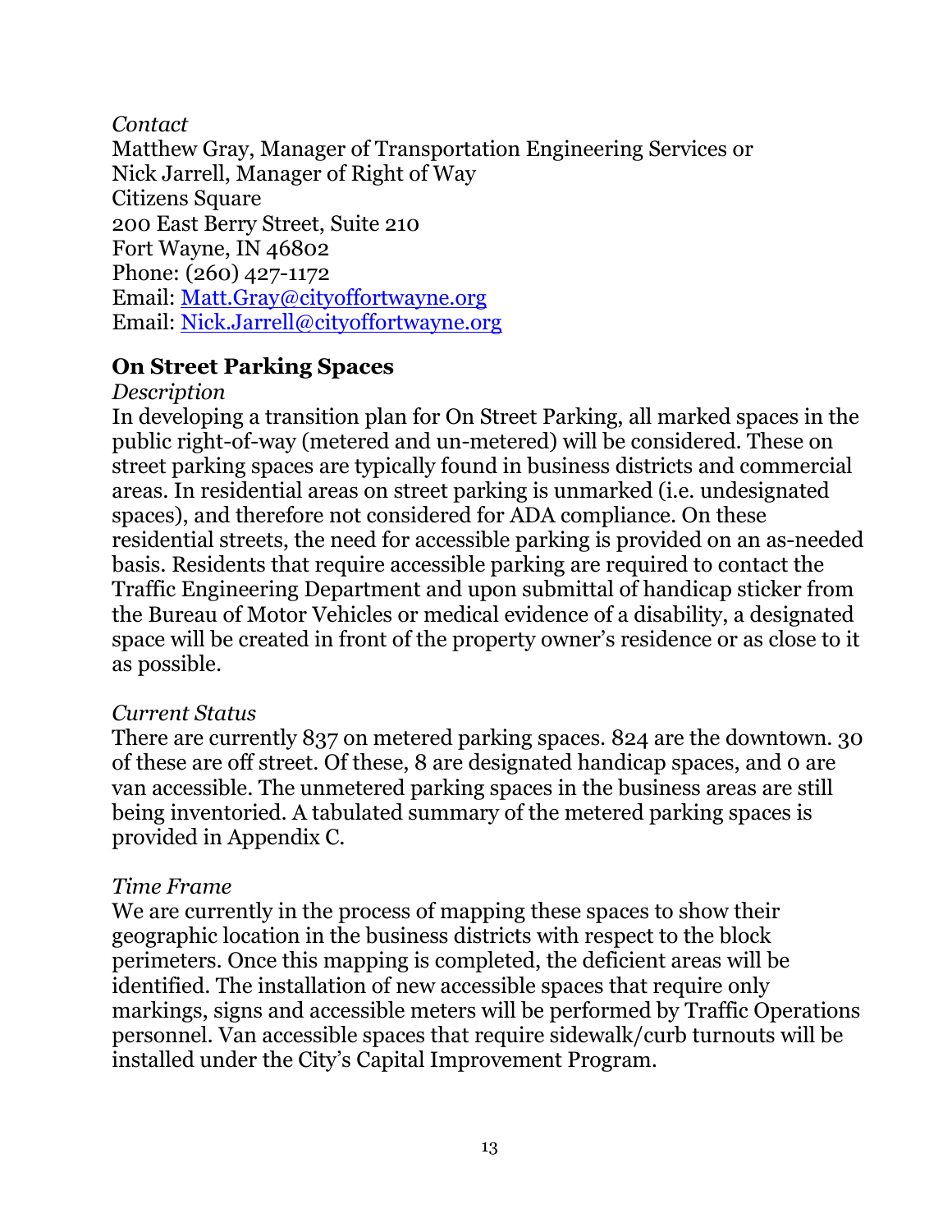*Contact*
Matthew Gray, Manager of Transportation Engineering Services or
Nick Jarrell, Manager of Right of Way
Citizens Square
200 East Berry Street, Suite 210
Fort Wayne, IN 46802
Phone: (260) 427-1172
Email: [Matt.Gray@cityoffortwayne.org](mailto:Matt.Gray@cityoffortwayne.org)
Email: [Nick.Jarrell@cityoffortwayne.org](mailto:Nick.Jarrell@cityoffortwayne.org)

## On Street Parking Spaces

*Description*
In developing a transition plan for On Street Parking, all marked spaces in the public right-of-way (metered and un-metered) will be considered. These on street parking spaces are typically found in business districts and commercial areas. In residential areas on street parking is unmarked (i.e. undesignated spaces), and therefore not considered for ADA compliance. On these residential streets, the need for accessible parking is provided on an as-needed basis. Residents that require accessible parking are required to contact the Traffic Engineering Department and upon submittal of handicap sticker from the Bureau of Motor Vehicles or medical evidence of a disability, a designated space will be created in front of the property owner's residence or as close to it as possible.

*Current Status*
There are currently 837 on metered parking spaces. 824 are the downtown. 30 of these are off street. Of these, 8 are designated handicap spaces, and 0 are van accessible. The unmetered parking spaces in the business areas are still being inventoried. A tabulated summary of the metered parking spaces is provided in Appendix C.

*Time Frame*
We are currently in the process of mapping these spaces to show their geographic location in the business districts with respect to the block perimeters. Once this mapping is completed, the deficient areas will be identified. The installation of new accessible spaces that require only markings, signs and accessible meters will be performed by Traffic Operations personnel. Van accessible spaces that require sidewalk/curb turnouts will be installed under the City's Capital Improvement Program.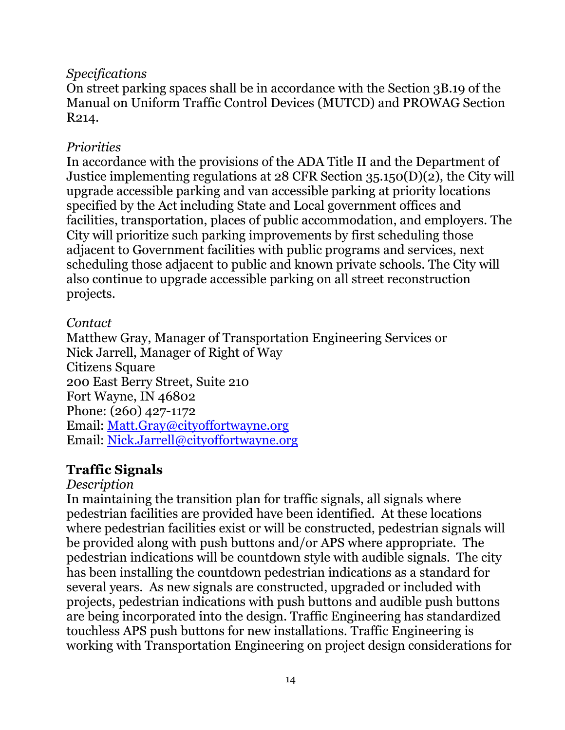*Specifications*

On street parking spaces shall be in accordance with the Section 3B.19 of the Manual on Uniform Traffic Control Devices (MUTCD) and PROWAG Section R214.

*Priorities*

In accordance with the provisions of the ADA Title II and the Department of Justice implementing regulations at 28 CFR Section 35.150(D)(2), the City will upgrade accessible parking and van accessible parking at priority locations specified by the Act including State and Local government offices and facilities, transportation, places of public accommodation, and employers. The City will prioritize such parking improvements by first scheduling those adjacent to Government facilities with public programs and services, next scheduling those adjacent to public and known private schools. The City will also continue to upgrade accessible parking on all street reconstruction projects.

*Contact*

Matthew Gray, Manager of Transportation Engineering Services or
Nick Jarrell, Manager of Right of Way
Citizens Square
200 East Berry Street, Suite 210
Fort Wayne, IN 46802
Phone: (260) 427-1172
Email: Matt.Gray@cityoffortwayne.org
Email: Nick.Jarrell@cityoffortwayne.org

## Traffic Signals

*Description*

In maintaining the transition plan for traffic signals, all signals where pedestrian facilities are provided have been identified. At these locations where pedestrian facilities exist or will be constructed, pedestrian signals will be provided along with push buttons and/or APS where appropriate. The pedestrian indications will be countdown style with audible signals. The city has been installing the countdown pedestrian indications as a standard for several years. As new signals are constructed, upgraded or included with projects, pedestrian indications with push buttons and audible push buttons are being incorporated into the design. Traffic Engineering has standardized touchless APS push buttons for new installations. Traffic Engineering is working with Transportation Engineering on project design considerations for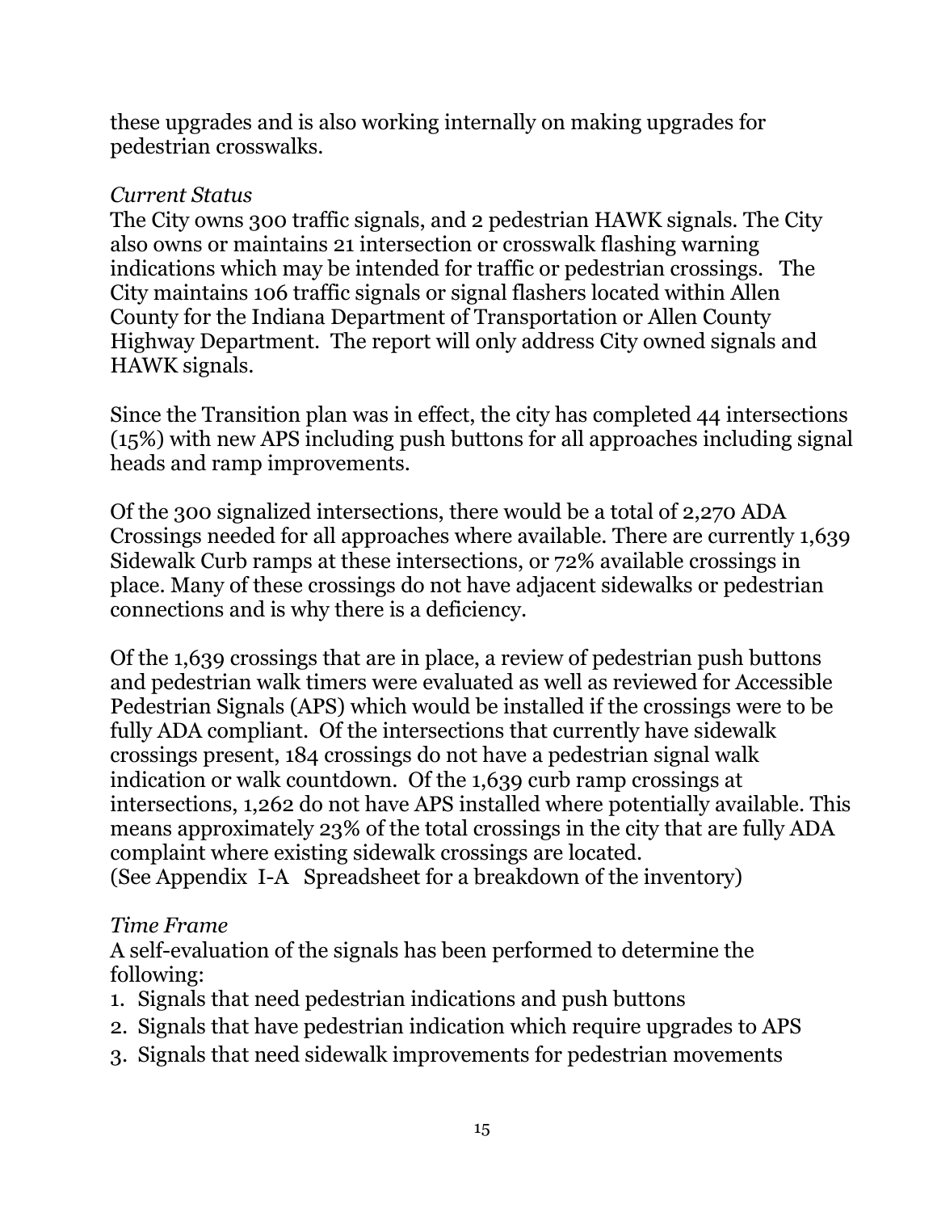these upgrades and is also working internally on making upgrades for pedestrian crosswalks.

*Current Status*
The City owns 300 traffic signals, and 2 pedestrian HAWK signals. The City also owns or maintains 21 intersection or crosswalk flashing warning indications which may be intended for traffic or pedestrian crossings. The City maintains 106 traffic signals or signal flashers located within Allen County for the Indiana Department of Transportation or Allen County Highway Department. The report will only address City owned signals and HAWK signals.

Since the Transition plan was in effect, the city has completed 44 intersections (15%) with new APS including push buttons for all approaches including signal heads and ramp improvements.

Of the 300 signalized intersections, there would be a total of 2,270 ADA Crossings needed for all approaches where available. There are currently 1,639 Sidewalk Curb ramps at these intersections, or 72% available crossings in place. Many of these crossings do not have adjacent sidewalks or pedestrian connections and is why there is a deficiency.

Of the 1,639 crossings that are in place, a review of pedestrian push buttons and pedestrian walk timers were evaluated as well as reviewed for Accessible Pedestrian Signals (APS) which would be installed if the crossings were to be fully ADA compliant. Of the intersections that currently have sidewalk crossings present, 184 crossings do not have a pedestrian signal walk indication or walk countdown. Of the 1,639 curb ramp crossings at intersections, 1,262 do not have APS installed where potentially available. This means approximately 23% of the total crossings in the city that are fully ADA complaint where existing sidewalk crossings are located.
(See Appendix I-A Spreadsheet for a breakdown of the inventory)

*Time Frame*
A self-evaluation of the signals has been performed to determine the following:

1. Signals that need pedestrian indications and push buttons
2. Signals that have pedestrian indication which require upgrades to APS
3. Signals that need sidewalk improvements for pedestrian movements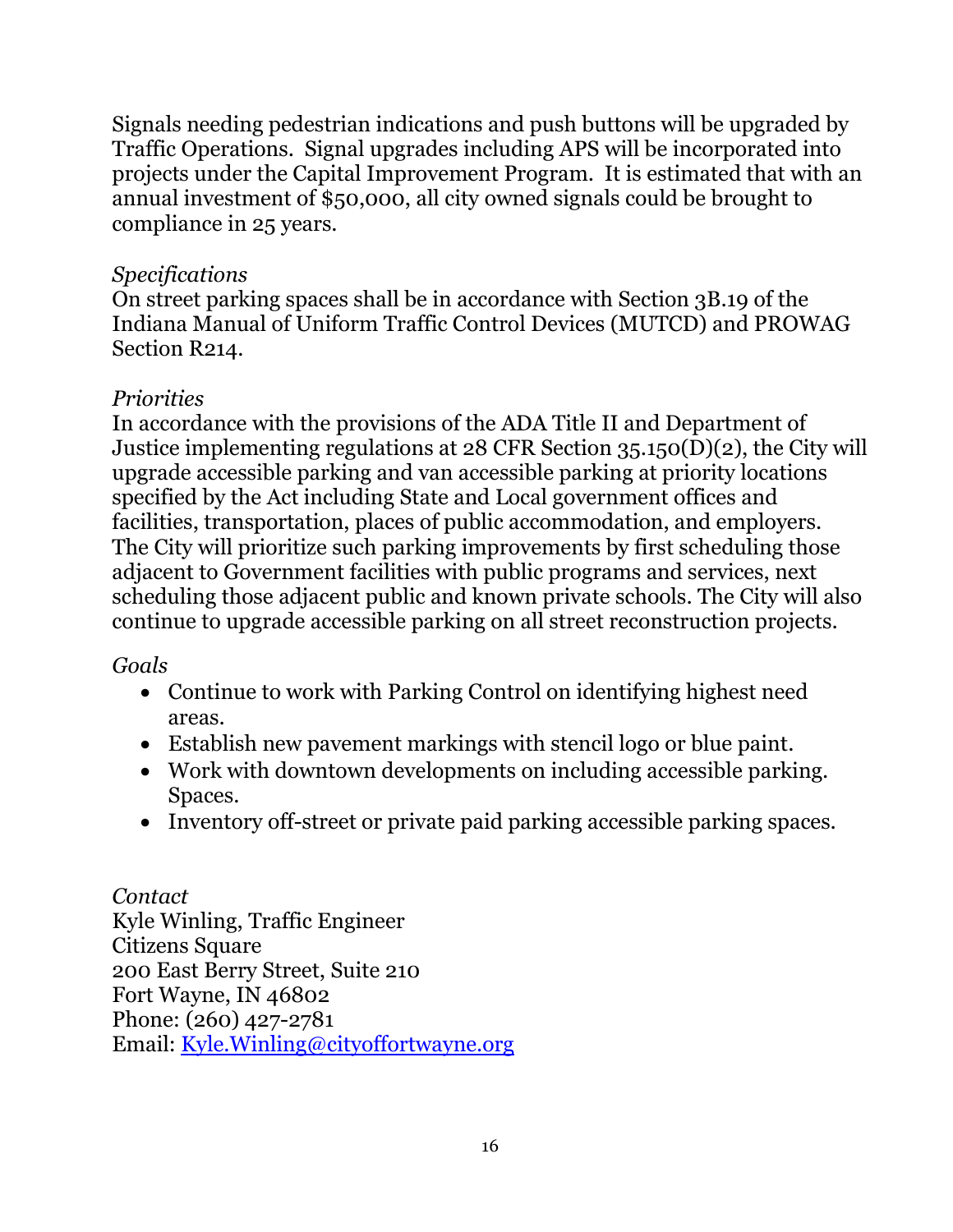Signals needing pedestrian indications and push buttons will be upgraded by Traffic Operations. Signal upgrades including APS will be incorporated into projects under the Capital Improvement Program. It is estimated that with an annual investment of $50,000, all city owned signals could be brought to compliance in 25 years.

*Specifications*
On street parking spaces shall be in accordance with Section 3B.19 of the Indiana Manual of Uniform Traffic Control Devices (MUTCD) and PROWAG Section R214.

*Priorities*
In accordance with the provisions of the ADA Title II and Department of Justice implementing regulations at 28 CFR Section 35.150(D)(2), the City will upgrade accessible parking and van accessible parking at priority locations specified by the Act including State and Local government offices and facilities, transportation, places of public accommodation, and employers. The City will prioritize such parking improvements by first scheduling those adjacent to Government facilities with public programs and services, next scheduling those adjacent public and known private schools. The City will also continue to upgrade accessible parking on all street reconstruction projects.

*Goals*

- Continue to work with Parking Control on identifying highest need areas.
- Establish new pavement markings with stencil logo or blue paint.
- Work with downtown developments on including accessible parking. Spaces.
- Inventory off-street or private paid parking accessible parking spaces.

*Contact*
Kyle Winling, Traffic Engineer
Citizens Square
200 East Berry Street, Suite 210
Fort Wayne, IN 46802
Phone: (260) 427-2781
Email: [Kyle.Winling@cityoffortwayne.org](mailto:Kyle.Winling@cityoffortwayne.org)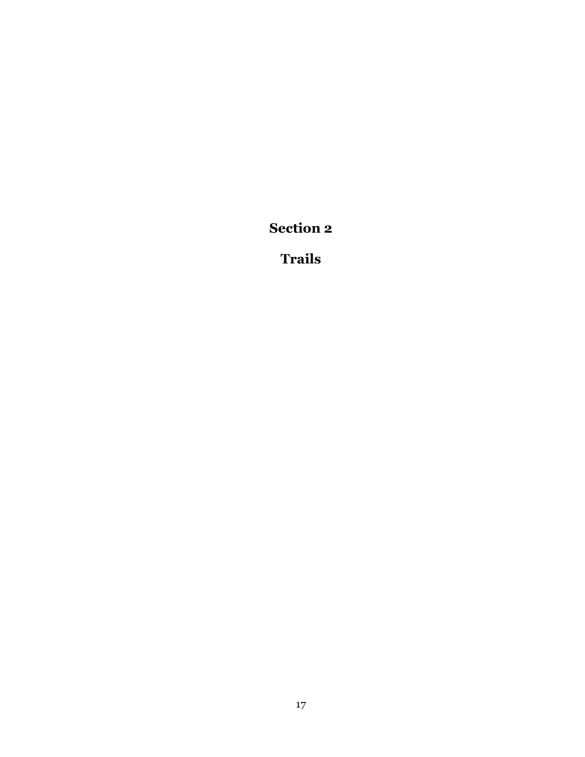# Section 2

# Trails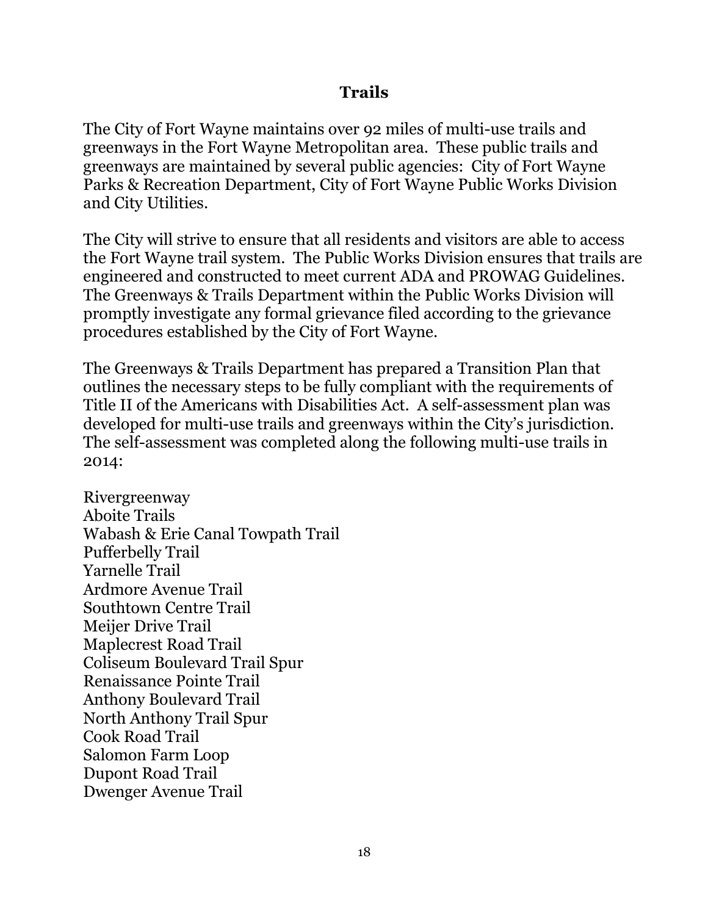## Trails

The City of Fort Wayne maintains over 92 miles of multi-use trails and greenways in the Fort Wayne Metropolitan area. These public trails and greenways are maintained by several public agencies: City of Fort Wayne Parks & Recreation Department, City of Fort Wayne Public Works Division and City Utilities.

The City will strive to ensure that all residents and visitors are able to access the Fort Wayne trail system. The Public Works Division ensures that trails are engineered and constructed to meet current ADA and PROWAG Guidelines. The Greenways & Trails Department within the Public Works Division will promptly investigate any formal grievance filed according to the grievance procedures established by the City of Fort Wayne.

The Greenways & Trails Department has prepared a Transition Plan that outlines the necessary steps to be fully compliant with the requirements of Title II of the Americans with Disabilities Act. A self-assessment plan was developed for multi-use trails and greenways within the City's jurisdiction. The self-assessment was completed along the following multi-use trails in 2014:

Rivergreenway
Aboite Trails
Wabash & Erie Canal Towpath Trail
Pufferbelly Trail
Yarnelle Trail
Ardmore Avenue Trail
Southtown Centre Trail
Meijer Drive Trail
Maplecrest Road Trail
Coliseum Boulevard Trail Spur
Renaissance Pointe Trail
Anthony Boulevard Trail
North Anthony Trail Spur
Cook Road Trail
Salomon Farm Loop
Dupont Road Trail
Dwenger Avenue Trail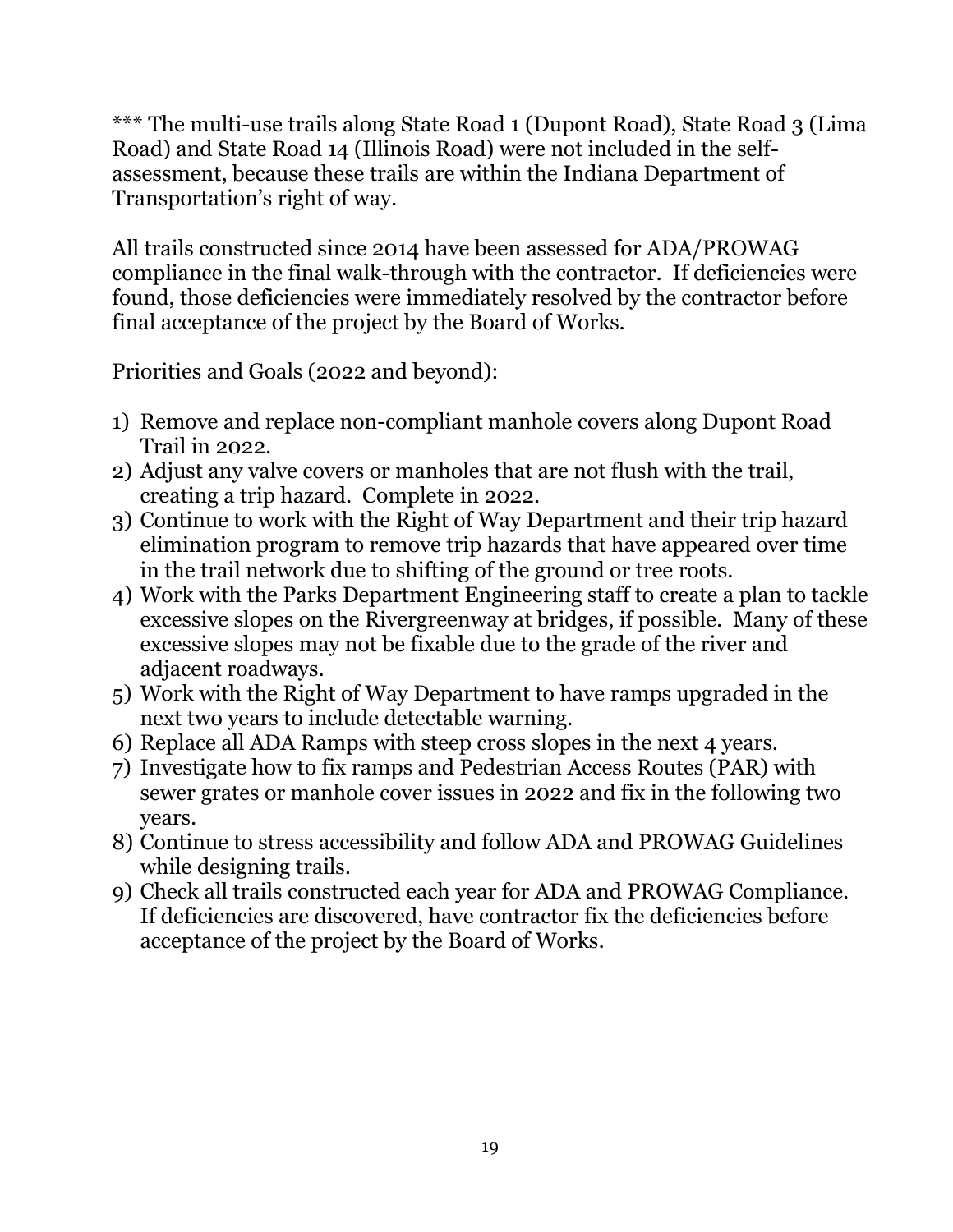*** The multi-use trails along State Road 1 (Dupont Road), State Road 3 (Lima Road) and State Road 14 (Illinois Road) were not included in the self-assessment, because these trails are within the Indiana Department of Transportation's right of way.

All trails constructed since 2014 have been assessed for ADA/PROWAG compliance in the final walk-through with the contractor. If deficiencies were found, those deficiencies were immediately resolved by the contractor before final acceptance of the project by the Board of Works.

Priorities and Goals (2022 and beyond):

1) Remove and replace non-compliant manhole covers along Dupont Road Trail in 2022.
2) Adjust any valve covers or manholes that are not flush with the trail, creating a trip hazard. Complete in 2022.
3) Continue to work with the Right of Way Department and their trip hazard elimination program to remove trip hazards that have appeared over time in the trail network due to shifting of the ground or tree roots.
4) Work with the Parks Department Engineering staff to create a plan to tackle excessive slopes on the Rivergreenway at bridges, if possible. Many of these excessive slopes may not be fixable due to the grade of the river and adjacent roadways.
5) Work with the Right of Way Department to have ramps upgraded in the next two years to include detectable warning.
6) Replace all ADA Ramps with steep cross slopes in the next 4 years.
7) Investigate how to fix ramps and Pedestrian Access Routes (PAR) with sewer grates or manhole cover issues in 2022 and fix in the following two years.
8) Continue to stress accessibility and follow ADA and PROWAG Guidelines while designing trails.
9) Check all trails constructed each year for ADA and PROWAG Compliance. If deficiencies are discovered, have contractor fix the deficiencies before acceptance of the project by the Board of Works.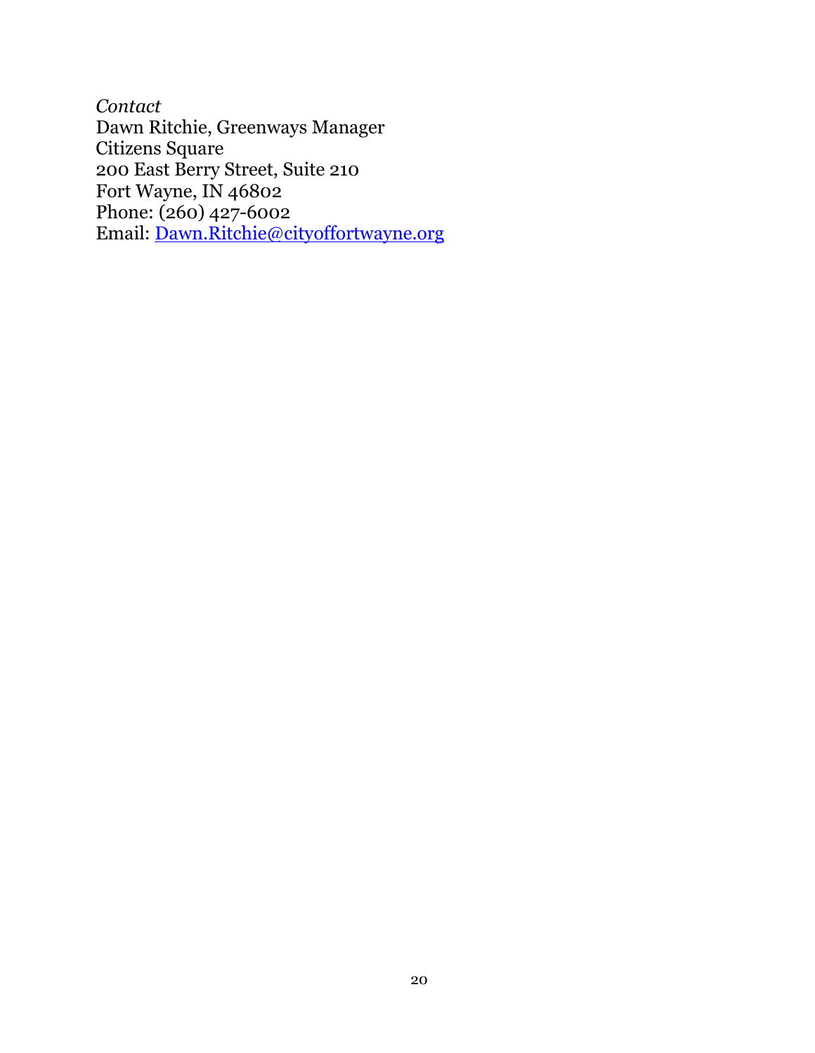*Contact*
Dawn Ritchie, Greenways Manager
Citizens Square
200 East Berry Street, Suite 210
Fort Wayne, IN 46802
Phone: (260) 427-6002
Email: Dawn.Ritchie@cityoffortwayne.org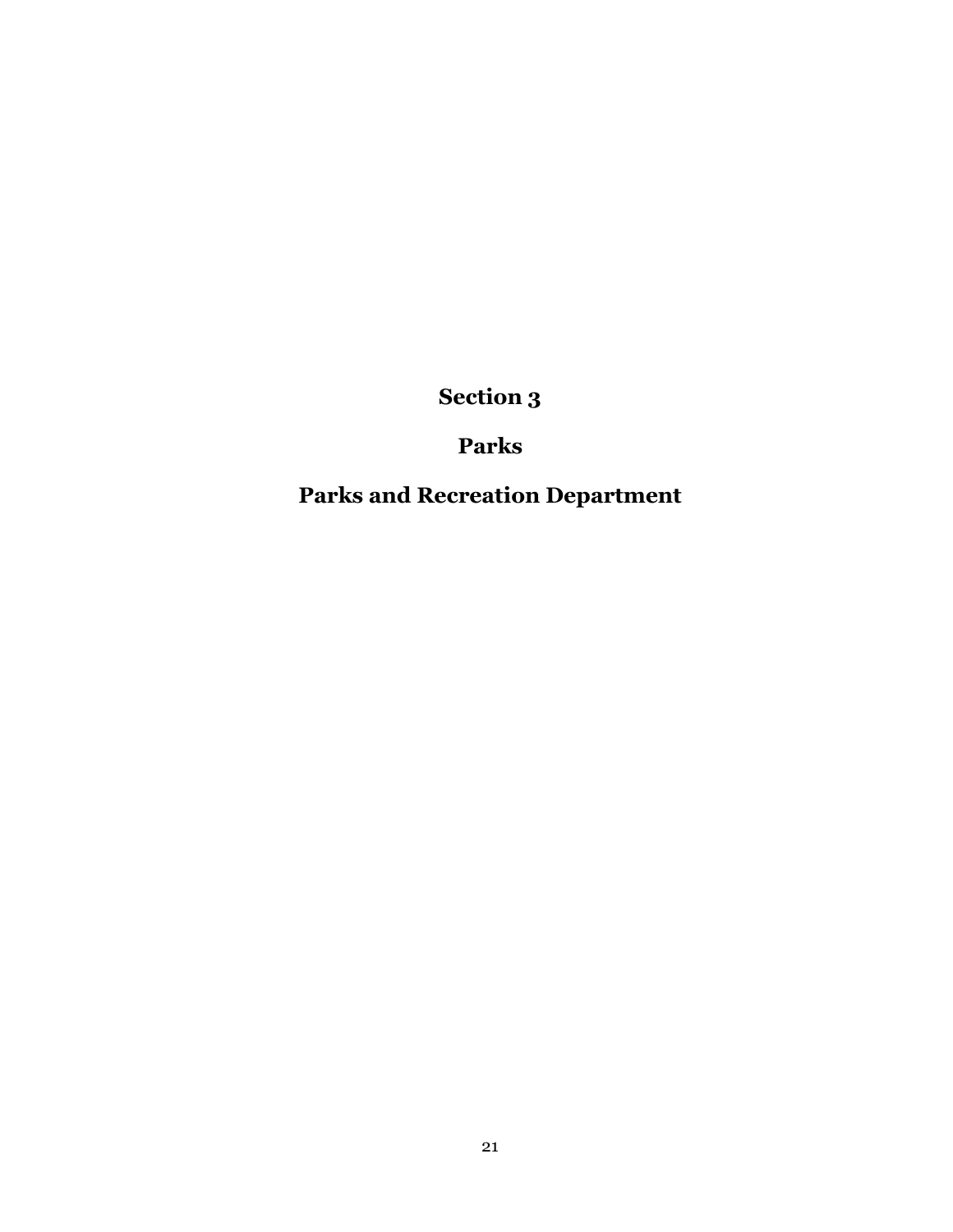# Section 3

## Parks

## Parks and Recreation Department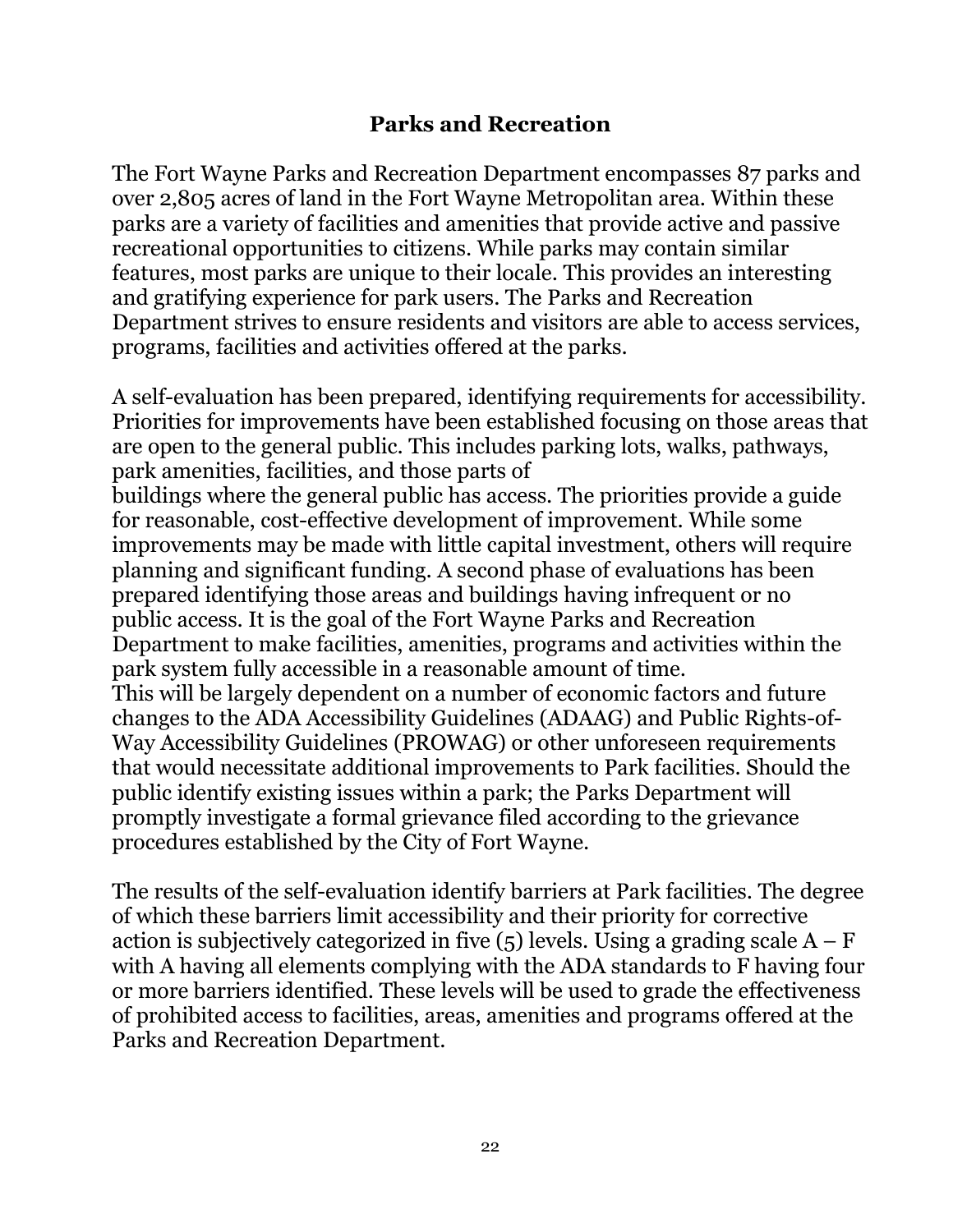## Parks and Recreation

The Fort Wayne Parks and Recreation Department encompasses 87 parks and over 2,805 acres of land in the Fort Wayne Metropolitan area. Within these parks are a variety of facilities and amenities that provide active and passive recreational opportunities to citizens. While parks may contain similar features, most parks are unique to their locale. This provides an interesting and gratifying experience for park users. The Parks and Recreation Department strives to ensure residents and visitors are able to access services, programs, facilities and activities offered at the parks.

A self-evaluation has been prepared, identifying requirements for accessibility. Priorities for improvements have been established focusing on those areas that are open to the general public. This includes parking lots, walks, pathways, park amenities, facilities, and those parts of buildings where the general public has access. The priorities provide a guide for reasonable, cost-effective development of improvement. While some improvements may be made with little capital investment, others will require planning and significant funding. A second phase of evaluations has been prepared identifying those areas and buildings having infrequent or no public access. It is the goal of the Fort Wayne Parks and Recreation Department to make facilities, amenities, programs and activities within the park system fully accessible in a reasonable amount of time.
This will be largely dependent on a number of economic factors and future changes to the ADA Accessibility Guidelines (ADAAG) and Public Rights-of-Way Accessibility Guidelines (PROWAG) or other unforeseen requirements that would necessitate additional improvements to Park facilities. Should the public identify existing issues within a park; the Parks Department will promptly investigate a formal grievance filed according to the grievance procedures established by the City of Fort Wayne.

The results of the self-evaluation identify barriers at Park facilities. The degree of which these barriers limit accessibility and their priority for corrective action is subjectively categorized in five (5) levels. Using a grading scale A – F with A having all elements complying with the ADA standards to F having four or more barriers identified. These levels will be used to grade the effectiveness of prohibited access to facilities, areas, amenities and programs offered at the Parks and Recreation Department.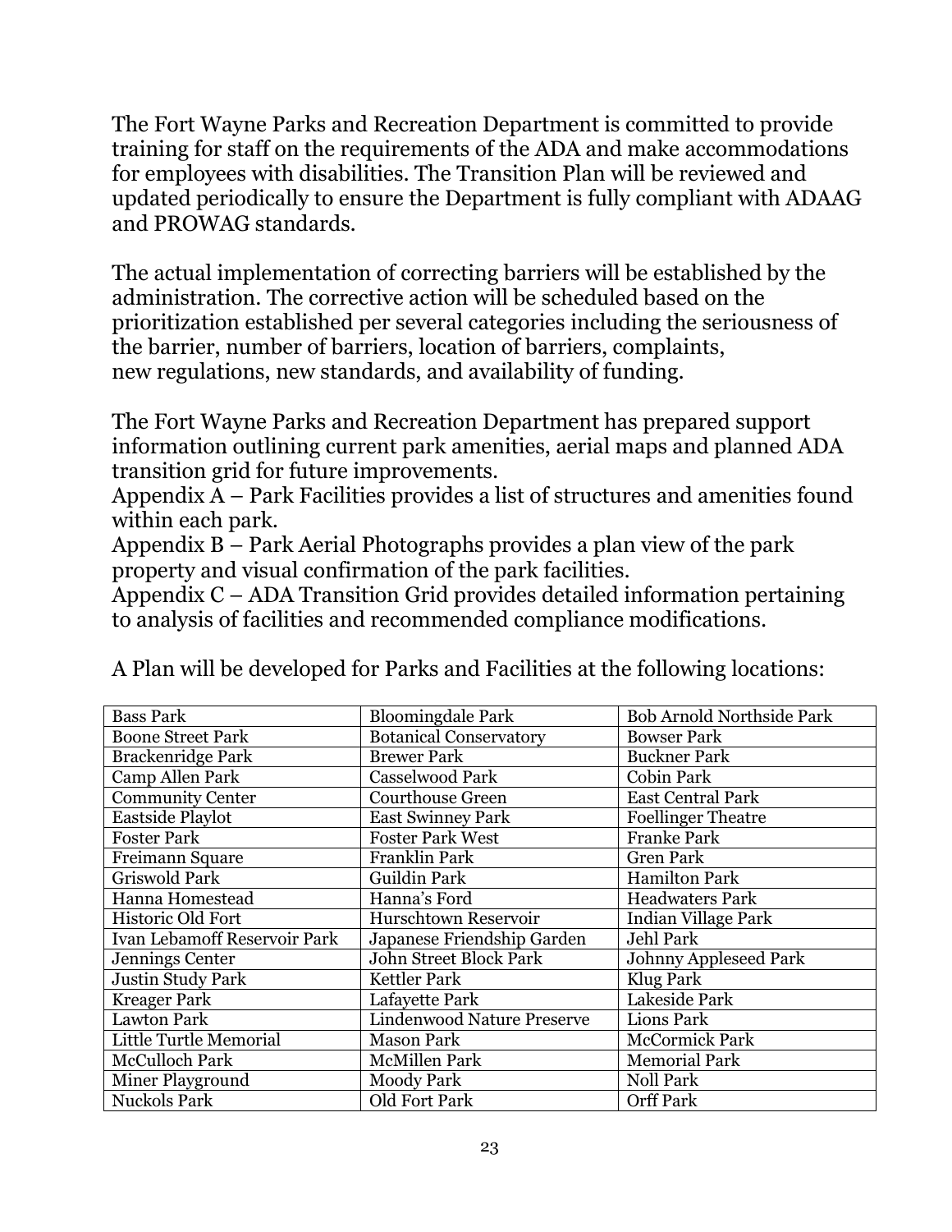The Fort Wayne Parks and Recreation Department is committed to provide training for staff on the requirements of the ADA and make accommodations for employees with disabilities. The Transition Plan will be reviewed and updated periodically to ensure the Department is fully compliant with ADAAG and PROWAG standards.

The actual implementation of correcting barriers will be established by the administration. The corrective action will be scheduled based on the prioritization established per several categories including the seriousness of the barrier, number of barriers, location of barriers, complaints, new regulations, new standards, and availability of funding.

The Fort Wayne Parks and Recreation Department has prepared support information outlining current park amenities, aerial maps and planned ADA transition grid for future improvements.
Appendix A – Park Facilities provides a list of structures and amenities found within each park.
Appendix B – Park Aerial Photographs provides a plan view of the park property and visual confirmation of the park facilities.
Appendix C – ADA Transition Grid provides detailed information pertaining to analysis of facilities and recommended compliance modifications.

A Plan will be developed for Parks and Facilities at the following locations:

| Bass Park | Bloomingdale Park | Bob Arnold Northside Park |
|---|---|---|
| Boone Street Park | Botanical Conservatory | Bowser Park |
| Brackenridge Park | Brewer Park | Buckner Park |
| Camp Allen Park | Casselwood Park | Cobin Park |
| Community Center | Courthouse Green | East Central Park |
| Eastside Playlot | East Swinney Park | Foellinger Theatre |
| Foster Park | Foster Park West | Franke Park |
| Freimann Square | Franklin Park | Gren Park |
| Griswold Park | Guildin Park | Hamilton Park |
| Hanna Homestead | Hanna's Ford | Headwaters Park |
| Historic Old Fort | Hurschtown Reservoir | Indian Village Park |
| Ivan Lebamoff Reservoir Park | Japanese Friendship Garden | Jehl Park |
| Jennings Center | John Street Block Park | Johnny Appleseed Park |
| Justin Study Park | Kettler Park | Klug Park |
| Kreager Park | Lafayette Park | Lakeside Park |
| Lawton Park | Lindenwood Nature Preserve | Lions Park |
| Little Turtle Memorial | Mason Park | McCormick Park |
| McCulloch Park | McMillen Park | Memorial Park |
| Miner Playground | Moody Park | Noll Park |
| Nuckols Park | Old Fort Park | Orff Park |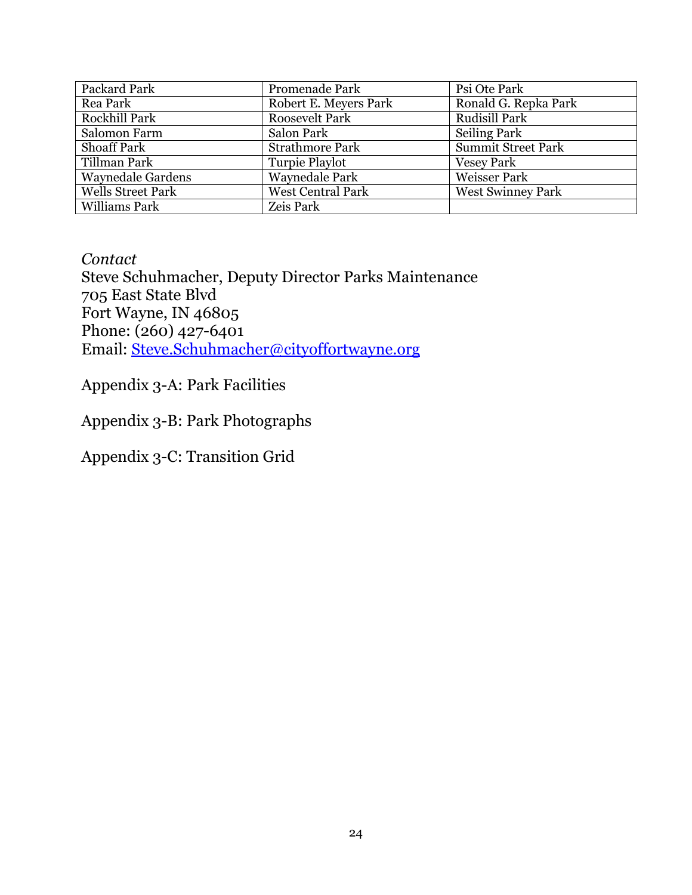| Packard Park | Promenade Park | Psi Ote Park |
|---|---|---|
| Rea Park | Robert E. Meyers Park | Ronald G. Repka Park |
| Rockhill Park | Roosevelt Park | Rudisill Park |
| Salomon Farm | Salon Park | Seiling Park |
| Shoaff Park | Strathmore Park | Summit Street Park |
| Tillman Park | Turpie Playlot | Vesey Park |
| Waynedale Gardens | Waynedale Park | Weisser Park |
| Wells Street Park | West Central Park | West Swinney Park |
| Williams Park | Zeis Park | |

*Contact*
Steve Schuhmacher, Deputy Director Parks Maintenance
705 East State Blvd
Fort Wayne, IN 46805
Phone: (260) 427-6401
Email: Steve.Schuhmacher@cityoffortwayne.org

Appendix 3-A: Park Facilities

Appendix 3-B: Park Photographs

Appendix 3-C: Transition Grid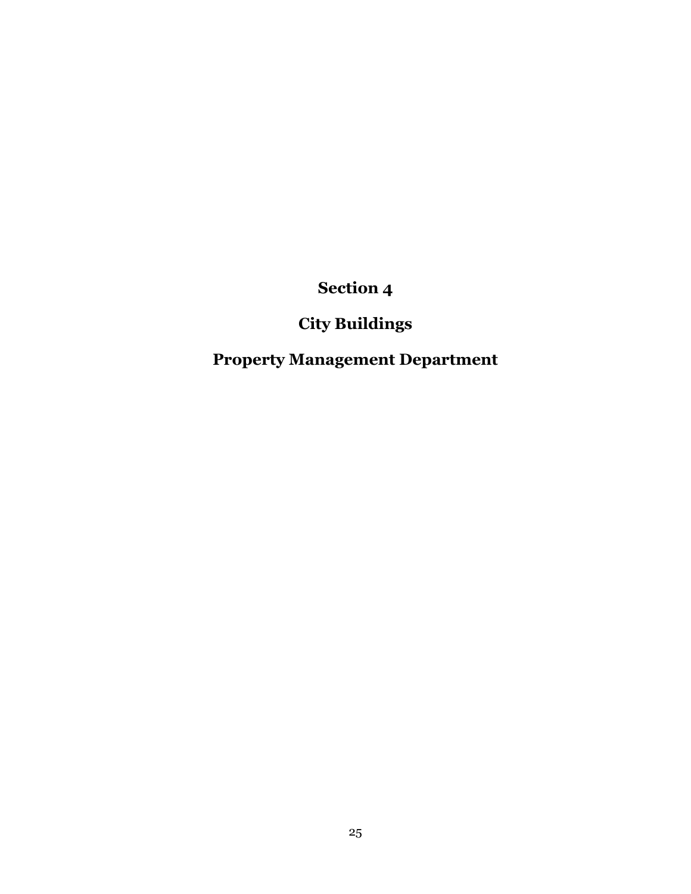# Section 4

# City Buildings

# Property Management Department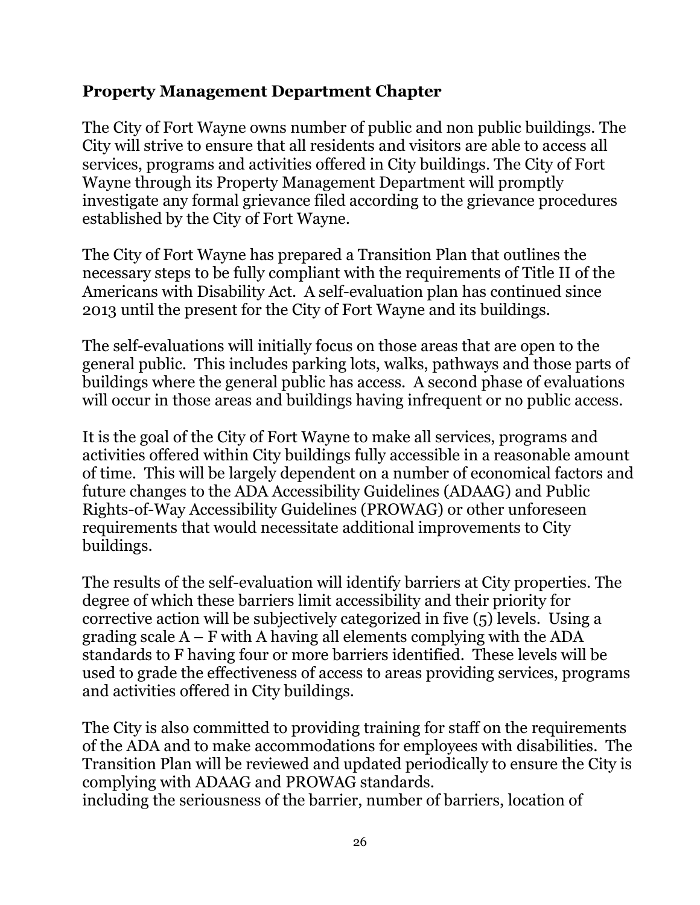## Property Management Department Chapter

The City of Fort Wayne owns number of public and non public buildings. The City will strive to ensure that all residents and visitors are able to access all services, programs and activities offered in City buildings. The City of Fort Wayne through its Property Management Department will promptly investigate any formal grievance filed according to the grievance procedures established by the City of Fort Wayne.

The City of Fort Wayne has prepared a Transition Plan that outlines the necessary steps to be fully compliant with the requirements of Title II of the Americans with Disability Act. A self-evaluation plan has continued since 2013 until the present for the City of Fort Wayne and its buildings.

The self-evaluations will initially focus on those areas that are open to the general public. This includes parking lots, walks, pathways and those parts of buildings where the general public has access. A second phase of evaluations will occur in those areas and buildings having infrequent or no public access.

It is the goal of the City of Fort Wayne to make all services, programs and activities offered within City buildings fully accessible in a reasonable amount of time. This will be largely dependent on a number of economical factors and future changes to the ADA Accessibility Guidelines (ADAAG) and Public Rights-of-Way Accessibility Guidelines (PROWAG) or other unforeseen requirements that would necessitate additional improvements to City buildings.

The results of the self-evaluation will identify barriers at City properties. The degree of which these barriers limit accessibility and their priority for corrective action will be subjectively categorized in five (5) levels. Using a grading scale A – F with A having all elements complying with the ADA standards to F having four or more barriers identified. These levels will be used to grade the effectiveness of access to areas providing services, programs and activities offered in City buildings.

The City is also committed to providing training for staff on the requirements of the ADA and to make accommodations for employees with disabilities. The Transition Plan will be reviewed and updated periodically to ensure the City is complying with ADAAG and PROWAG standards.
including the seriousness of the barrier, number of barriers, location of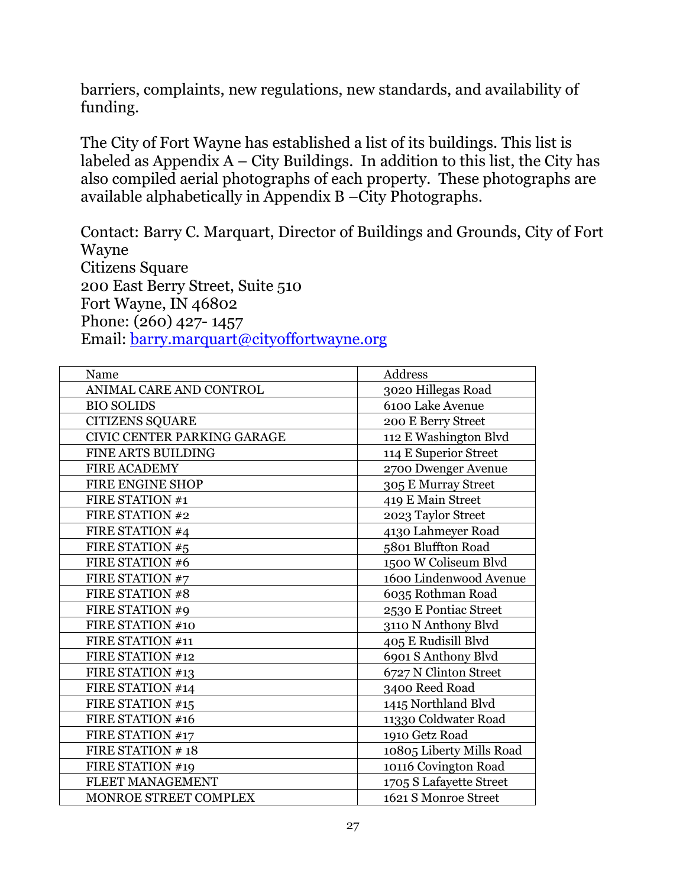barriers, complaints, new regulations, new standards, and availability of funding.

The City of Fort Wayne has established a list of its buildings. This list is labeled as Appendix A – City Buildings. In addition to this list, the City has also compiled aerial photographs of each property. These photographs are available alphabetically in Appendix B –City Photographs.

Contact: Barry C. Marquart, Director of Buildings and Grounds, City of Fort Wayne
Citizens Square
200 East Berry Street, Suite 510
Fort Wayne, IN 46802
Phone: (260) 427- 1457
Email: barry.marquart@cityoffortwayne.org

| Name | Address |
|---|---|
| ANIMAL CARE AND CONTROL | 3020 Hillegas Road |
| BIO SOLIDS | 6100 Lake Avenue |
| CITIZENS SQUARE | 200 E Berry Street |
| CIVIC CENTER PARKING GARAGE | 112 E Washington Blvd |
| FINE ARTS BUILDING | 114 E Superior Street |
| FIRE ACADEMY | 2700 Dwenger Avenue |
| FIRE ENGINE SHOP | 305 E Murray Street |
| FIRE STATION #1 | 419 E Main Street |
| FIRE STATION #2 | 2023 Taylor Street |
| FIRE STATION #4 | 4130 Lahmeyer Road |
| FIRE STATION #5 | 5801 Bluffton Road |
| FIRE STATION #6 | 1500 W Coliseum Blvd |
| FIRE STATION #7 | 1600 Lindenwood Avenue |
| FIRE STATION #8 | 6035 Rothman Road |
| FIRE STATION #9 | 2530 E Pontiac Street |
| FIRE STATION #10 | 3110 N Anthony Blvd |
| FIRE STATION #11 | 405 E Rudisill Blvd |
| FIRE STATION #12 | 6901 S Anthony Blvd |
| FIRE STATION #13 | 6727 N Clinton Street |
| FIRE STATION #14 | 3400 Reed Road |
| FIRE STATION #15 | 1415 Northland Blvd |
| FIRE STATION #16 | 11330 Coldwater Road |
| FIRE STATION #17 | 1910 Getz Road |
| FIRE STATION # 18 | 10805 Liberty Mills Road |
| FIRE STATION #19 | 10116 Covington Road |
| FLEET MANAGEMENT | 1705 S Lafayette Street |
| MONROE STREET COMPLEX | 1621 S Monroe Street |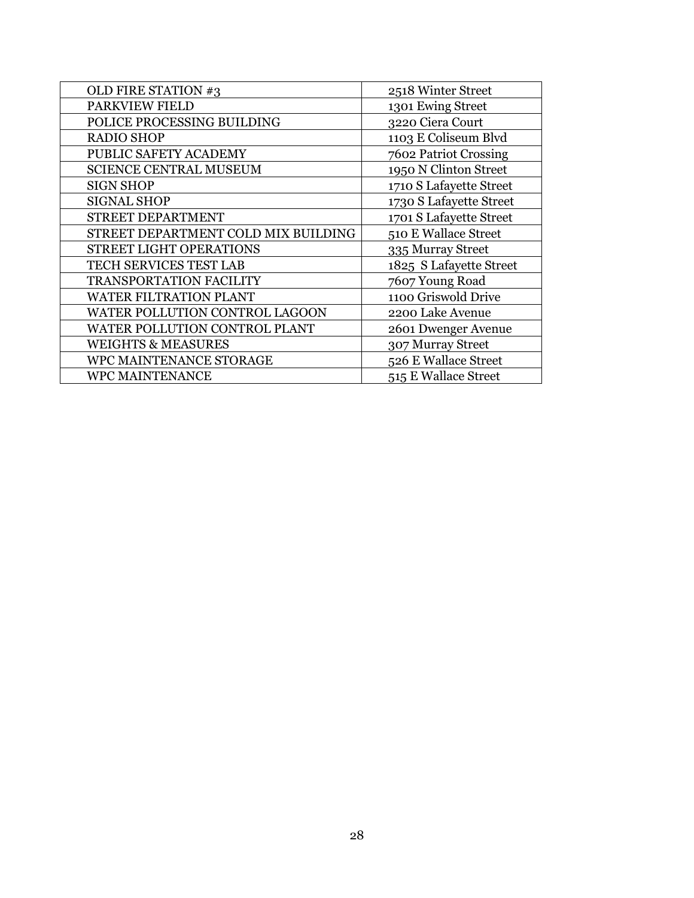| OLD FIRE STATION #3 | 2518 Winter Street |
|---|---|
| PARKVIEW FIELD | 1301 Ewing Street |
| POLICE PROCESSING BUILDING | 3220 Ciera Court |
| RADIO SHOP | 1103 E Coliseum Blvd |
| PUBLIC SAFETY ACADEMY | 7602 Patriot Crossing |
| SCIENCE CENTRAL MUSEUM | 1950 N Clinton Street |
| SIGN SHOP | 1710 S Lafayette Street |
| SIGNAL SHOP | 1730 S Lafayette Street |
| STREET DEPARTMENT | 1701 S Lafayette Street |
| STREET DEPARTMENT COLD MIX BUILDING | 510 E Wallace Street |
| STREET LIGHT OPERATIONS | 335 Murray Street |
| TECH SERVICES TEST LAB | 1825 S Lafayette Street |
| TRANSPORTATION FACILITY | 7607 Young Road |
| WATER FILTRATION PLANT | 1100 Griswold Drive |
| WATER POLLUTION CONTROL LAGOON | 2200 Lake Avenue |
| WATER POLLUTION CONTROL PLANT | 2601 Dwenger Avenue |
| WEIGHTS & MEASURES | 307 Murray Street |
| WPC MAINTENANCE STORAGE | 526 E Wallace Street |
| WPC MAINTENANCE | 515 E Wallace Street |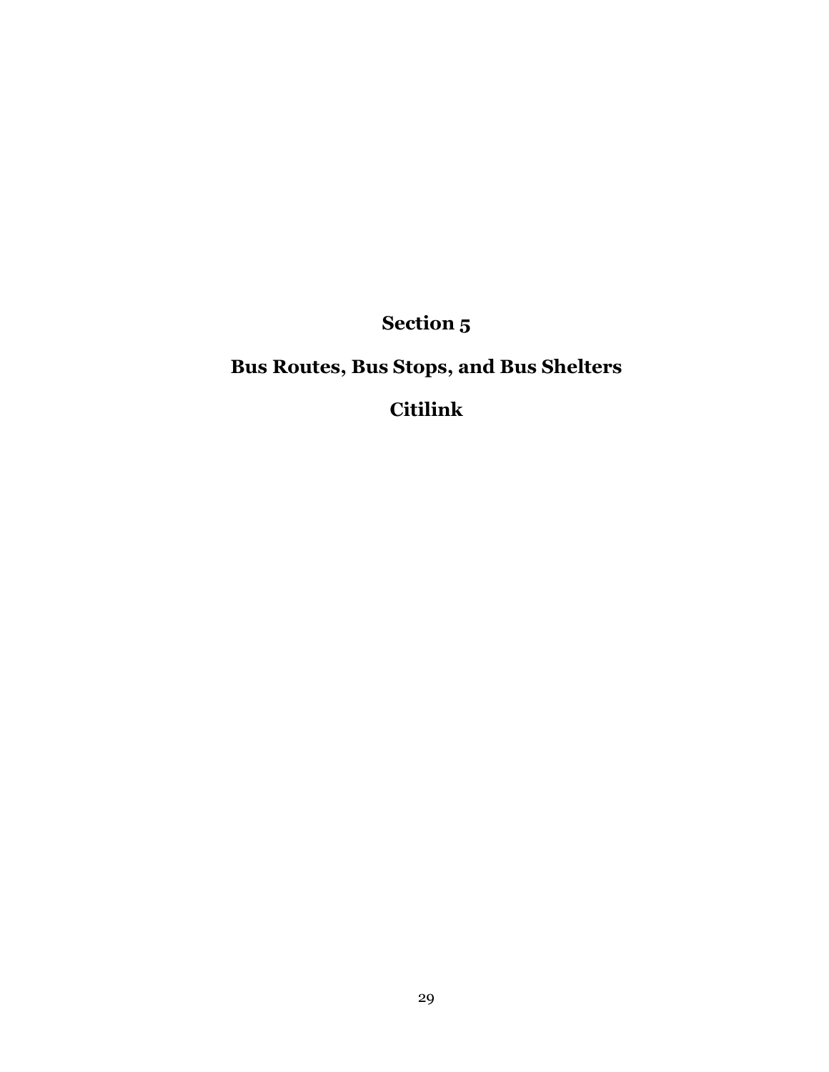# Section 5

## Bus Routes, Bus Stops, and Bus Shelters

## Citilink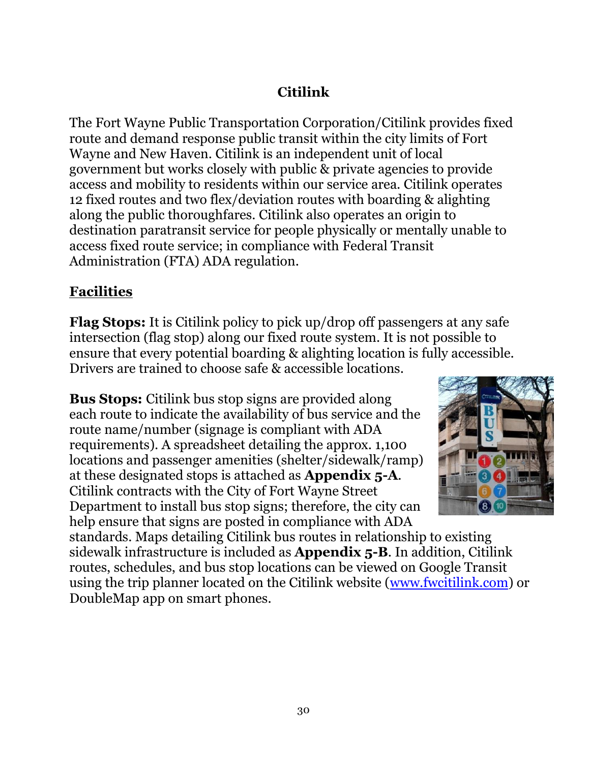# Citilink

The Fort Wayne Public Transportation Corporation/Citilink provides fixed route and demand response public transit within the city limits of Fort Wayne and New Haven. Citilink is an independent unit of local government but works closely with public & private agencies to provide access and mobility to residents within our service area. Citilink operates 12 fixed routes and two flex/deviation routes with boarding & alighting along the public thoroughfares. Citilink also operates an origin to destination paratransit service for people physically or mentally unable to access fixed route service; in compliance with Federal Transit Administration (FTA) ADA regulation.

## Facilities

**Flag Stops:** It is Citilink policy to pick up/drop off passengers at any safe intersection (flag stop) along our fixed route system. It is not possible to ensure that every potential boarding & alighting location is fully accessible. Drivers are trained to choose safe & accessible locations.

**Bus Stops:** Citilink bus stop signs are provided along each route to indicate the availability of bus service and the route name/number (signage is compliant with ADA requirements). A spreadsheet detailing the approx. 1,100 locations and passenger amenities (shelter/sidewalk/ramp) at these designated stops is attached as **Appendix 5-A**. Citilink contracts with the City of Fort Wayne Street Department to install bus stop signs; therefore, the city can help ensure that signs are posted in compliance with ADA standards. Maps detailing Citilink bus routes in relationship to existing sidewalk infrastructure is included as **Appendix 5-B**. In addition, Citilink routes, schedules, and bus stop locations can be viewed on Google Transit using the trip planner located on the Citilink website (www.fwcitilink.com) or DoubleMap app on smart phones.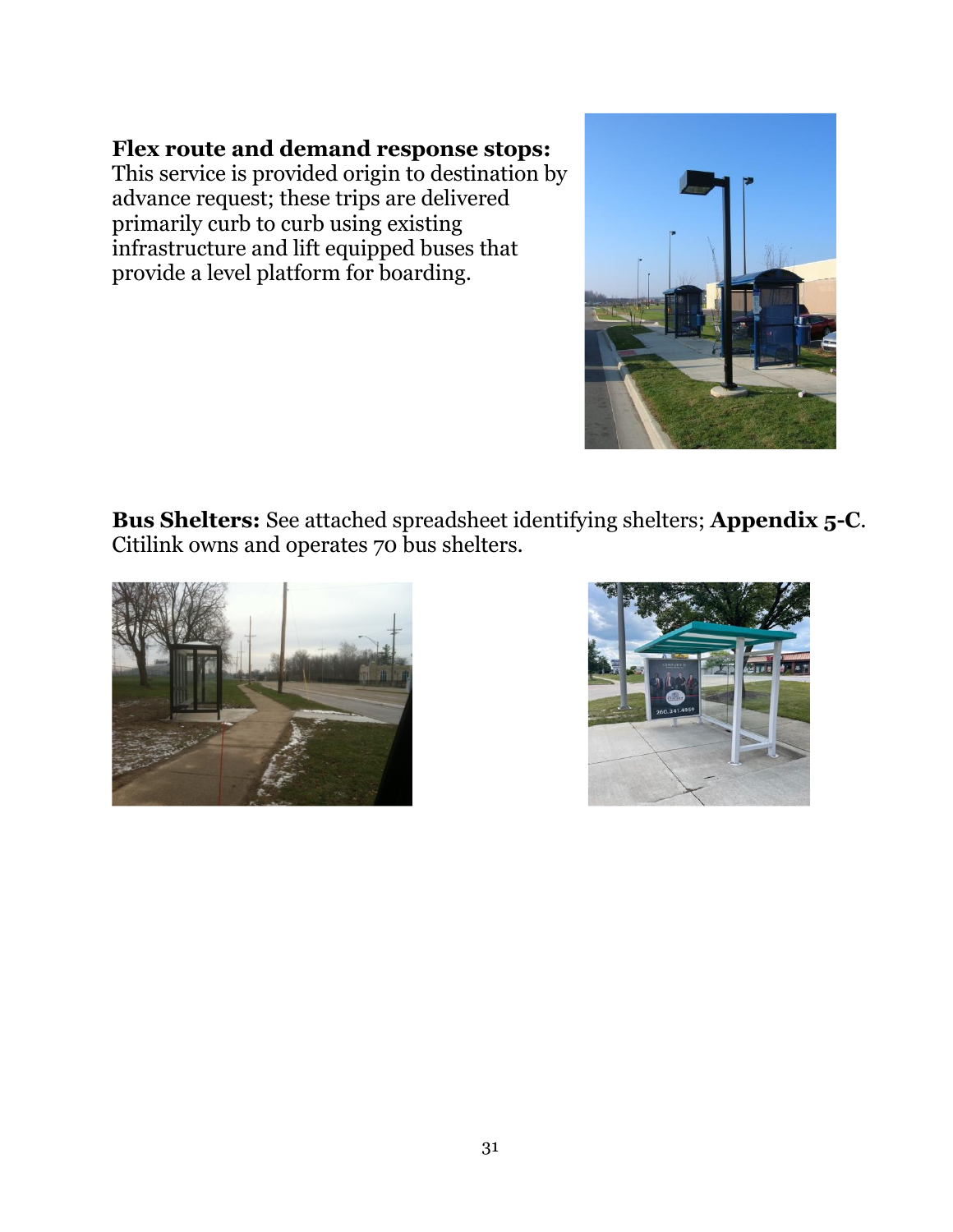**Flex route and demand response stops:**
This service is provided origin to destination by advance request; these trips are delivered primarily curb to curb using existing infrastructure and lift equipped buses that provide a level platform for boarding.

**Bus Shelters:** See attached spreadsheet identifying shelters; **Appendix 5-C**. Citilink owns and operates 70 bus shelters.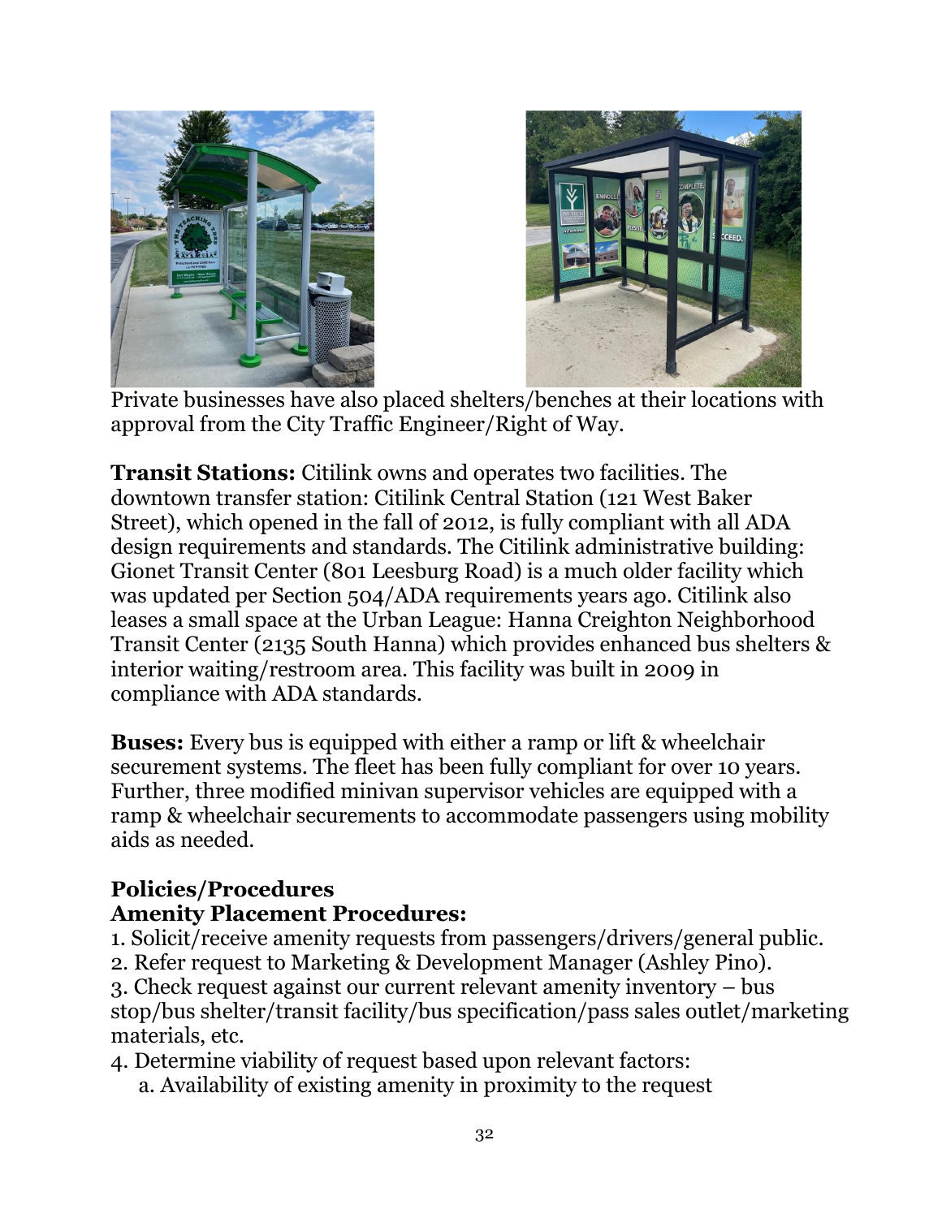Private businesses have also placed shelters/benches at their locations with approval from the City Traffic Engineer/Right of Way.

**Transit Stations:** Citilink owns and operates two facilities. The downtown transfer station: Citilink Central Station (121 West Baker Street), which opened in the fall of 2012, is fully compliant with all ADA design requirements and standards. The Citilink administrative building: Gionet Transit Center (801 Leesburg Road) is a much older facility which was updated per Section 504/ADA requirements years ago. Citilink also leases a small space at the Urban League: Hanna Creighton Neighborhood Transit Center (2135 South Hanna) which provides enhanced bus shelters & interior waiting/restroom area. This facility was built in 2009 in compliance with ADA standards.

**Buses:** Every bus is equipped with either a ramp or lift & wheelchair securement systems. The fleet has been fully compliant for over 10 years. Further, three modified minivan supervisor vehicles are equipped with a ramp & wheelchair securements to accommodate passengers using mobility aids as needed.

**Policies/Procedures**

**Amenity Placement Procedures:**

1. Solicit/receive amenity requests from passengers/drivers/general public.
2. Refer request to Marketing & Development Manager (Ashley Pino).
3. Check request against our current relevant amenity inventory – bus stop/bus shelter/transit facility/bus specification/pass sales outlet/marketing materials, etc.
4. Determine viability of request based upon relevant factors:
   a. Availability of existing amenity in proximity to the request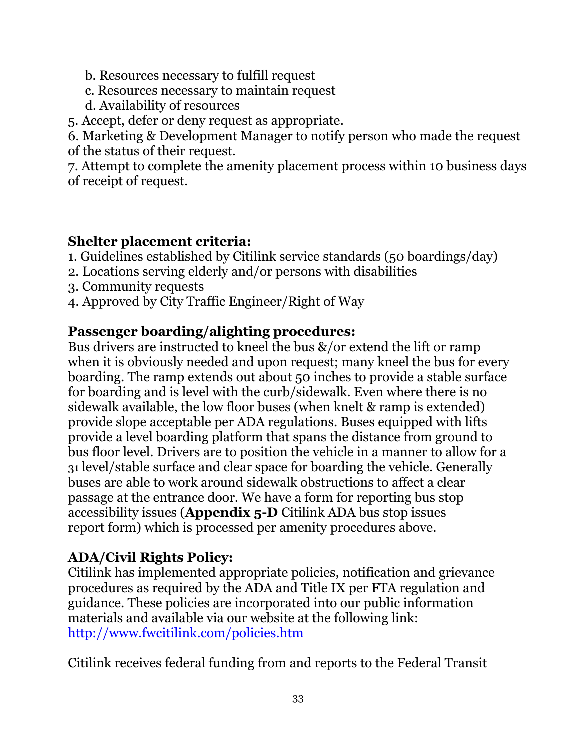b. Resources necessary to fulfill request
   c. Resources necessary to maintain request
   d. Availability of resources
5. Accept, defer or deny request as appropriate.
6. Marketing & Development Manager to notify person who made the request of the status of their request.
7. Attempt to complete the amenity placement process within 10 business days of receipt of request.

**Shelter placement criteria:**
1. Guidelines established by Citilink service standards (50 boardings/day)
2. Locations serving elderly and/or persons with disabilities
3. Community requests
4. Approved by City Traffic Engineer/Right of Way

## Passenger boarding/alighting procedures:

Bus drivers are instructed to kneel the bus &/or extend the lift or ramp when it is obviously needed and upon request; many kneel the bus for every boarding. The ramp extends out about 50 inches to provide a stable surface for boarding and is level with the curb/sidewalk. Even where there is no sidewalk available, the low floor buses (when knelt & ramp is extended) provide slope acceptable per ADA regulations. Buses equipped with lifts provide a level boarding platform that spans the distance from ground to bus floor level. Drivers are to position the vehicle in a manner to allow for a 31 level/stable surface and clear space for boarding the vehicle. Generally buses are able to work around sidewalk obstructions to affect a clear passage at the entrance door. We have a form for reporting bus stop accessibility issues (**Appendix 5-D** Citilink ADA bus stop issues report form) which is processed per amenity procedures above.

## ADA/Civil Rights Policy:

Citilink has implemented appropriate policies, notification and grievance procedures as required by the ADA and Title IX per FTA regulation and guidance. These policies are incorporated into our public information materials and available via our website at the following link: [http://www.fwcitilink.com/policies.htm](http://www.fwcitilink.com/policies.htm)

Citilink receives federal funding from and reports to the Federal Transit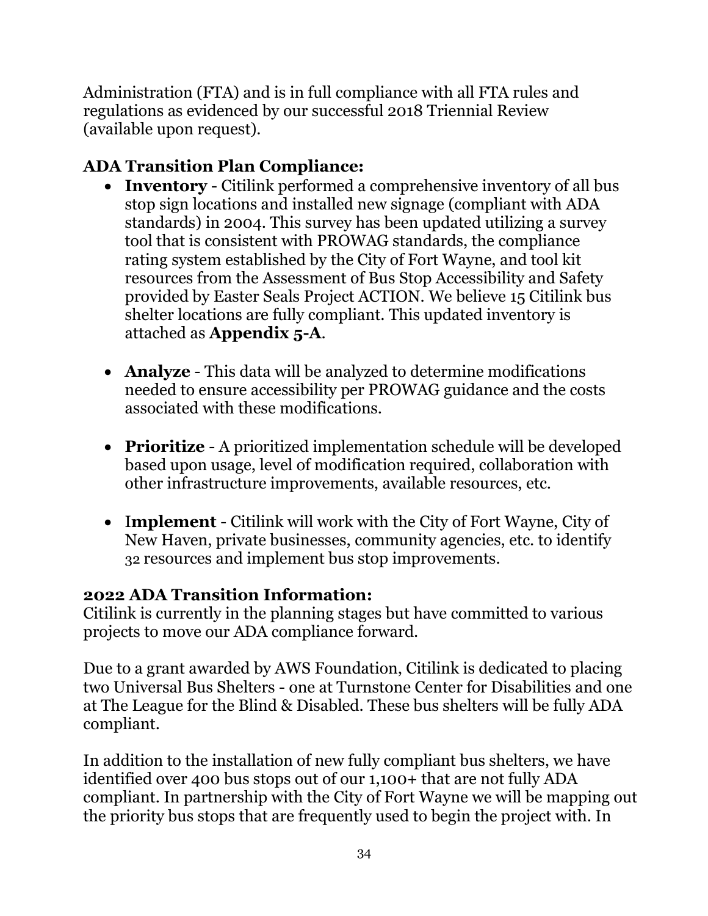Administration (FTA) and is in full compliance with all FTA rules and regulations as evidenced by our successful 2018 Triennial Review (available upon request).

## ADA Transition Plan Compliance:

- **Inventory** - Citilink performed a comprehensive inventory of all bus stop sign locations and installed new signage (compliant with ADA standards) in 2004. This survey has been updated utilizing a survey tool that is consistent with PROWAG standards, the compliance rating system established by the City of Fort Wayne, and tool kit resources from the Assessment of Bus Stop Accessibility and Safety provided by Easter Seals Project ACTION. We believe 15 Citilink bus shelter locations are fully compliant. This updated inventory is attached as **Appendix 5-A**.

- **Analyze** - This data will be analyzed to determine modifications needed to ensure accessibility per PROWAG guidance and the costs associated with these modifications.

- **Prioritize** - A prioritized implementation schedule will be developed based upon usage, level of modification required, collaboration with other infrastructure improvements, available resources, etc.

- **Implement** - Citilink will work with the City of Fort Wayne, City of New Haven, private businesses, community agencies, etc. to identify 32 resources and implement bus stop improvements.

## 2022 ADA Transition Information:

Citilink is currently in the planning stages but have committed to various projects to move our ADA compliance forward.

Due to a grant awarded by AWS Foundation, Citilink is dedicated to placing two Universal Bus Shelters - one at Turnstone Center for Disabilities and one at The League for the Blind & Disabled. These bus shelters will be fully ADA compliant.

In addition to the installation of new fully compliant bus shelters, we have identified over 400 bus stops out of our 1,100+ that are not fully ADA compliant. In partnership with the City of Fort Wayne we will be mapping out the priority bus stops that are frequently used to begin the project with. In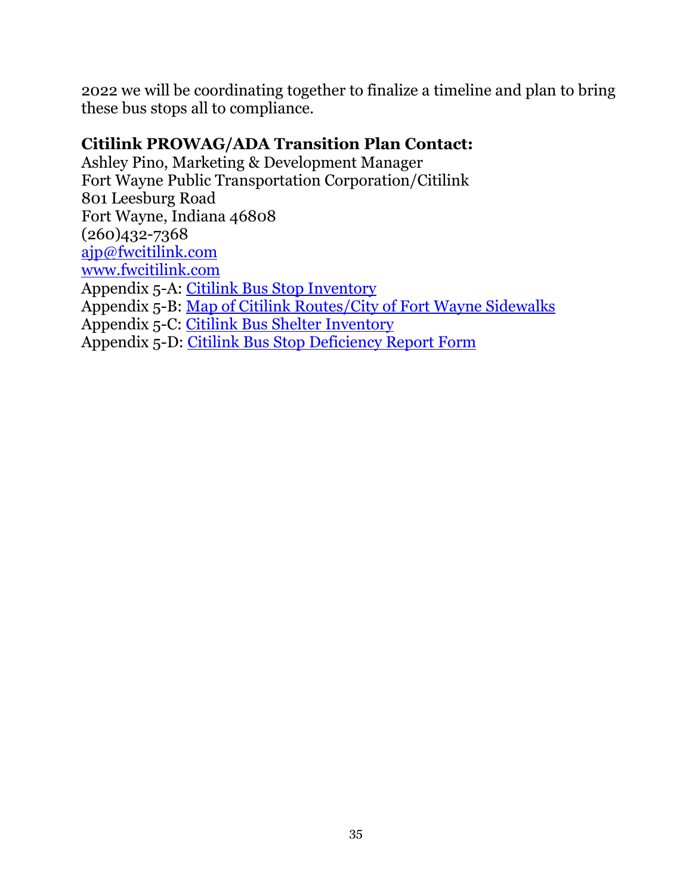2022 we will be coordinating together to finalize a timeline and plan to bring these bus stops all to compliance.

### Citilink PROWAG/ADA Transition Plan Contact:

Ashley Pino, Marketing & Development Manager
Fort Wayne Public Transportation Corporation/Citilink
801 Leesburg Road
Fort Wayne, Indiana 46808
(260)432-7368
ajp@fwcitilink.com
www.fwcitilink.com
Appendix 5-A: Citilink Bus Stop Inventory
Appendix 5-B: Map of Citilink Routes/City of Fort Wayne Sidewalks
Appendix 5-C: Citilink Bus Shelter Inventory
Appendix 5-D: Citilink Bus Stop Deficiency Report Form